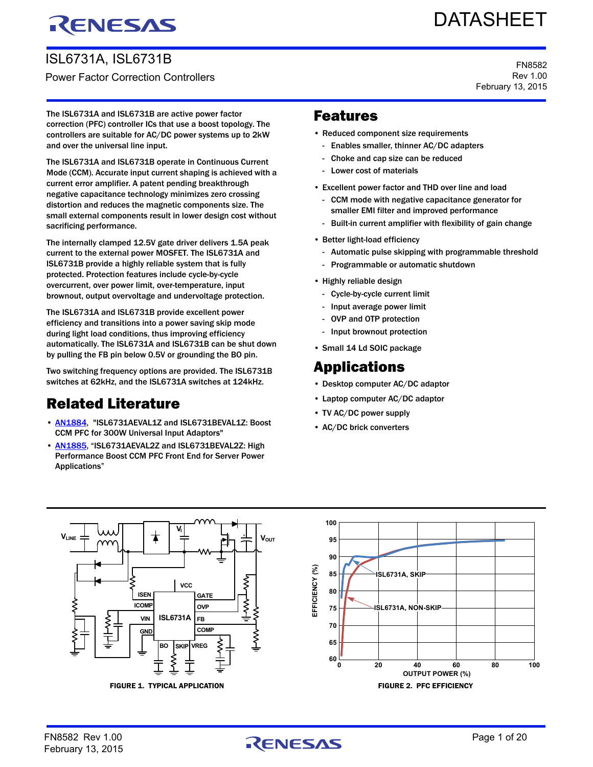# ISL6731A, ISL6731B

Power Factor Correction Controllers

DATASHEET

FN8582
Rev 1.00
February 13, 2015

The ISL6731A and ISL6731B are active power factor correction (PFC) controller ICs that use a boost topology. The controllers are suitable for AC/DC power systems up to 2kW and over the universal line input.

The ISL6731A and ISL6731B operate in Continuous Current Mode (CCM). Accurate input current shaping is achieved with a current error amplifier. A patent pending breakthrough negative capacitance technology minimizes zero crossing distortion and reduces the magnetic components size. The small external components result in lower design cost without sacrificing performance.

The internally clamped 12.5V gate driver delivers 1.5A peak current to the external power MOSFET. The ISL6731A and ISL6731B provide a highly reliable system that is fully protected. Protection features include cycle-by-cycle overcurrent, over power limit, over-temperature, input brownout, output overvoltage and undervoltage protection.

The ISL6731A and ISL6731B provide excellent power efficiency and transitions into a power saving skip mode during light load conditions, thus improving efficiency automatically. The ISL6731A and ISL6731B can be shut down by pulling the FB pin below 0.5V or grounding the BO pin.

Two switching frequency options are provided. The ISL6731B switches at 62kHz, and the ISL6731A switches at 124kHz.

## Related Literature

- AN1884, "ISL6731AEVAL1Z and ISL6731BEVAL1Z: Boost CCM PFC for 300W Universal Input Adaptors"
- AN1885, "ISL6731AEVAL2Z and ISL6731BEVAL2Z: High Performance Boost CCM PFC Front End for Server Power Applications"

## Features

- Reduced component size requirements
  - Enables smaller, thinner AC/DC adapters
  - Choke and cap size can be reduced
  - Lower cost of materials
- Excellent power factor and THD over line and load
  - CCM mode with negative capacitance generator for smaller EMI filter and improved performance
  - Built-in current amplifier with flexibility of gain change
- Better light-load efficiency
  - Automatic pulse skipping with programmable threshold
  - Programmable or automatic shutdown
- Highly reliable design
  - Cycle-by-cycle current limit
  - Input average power limit
  - OVP and OTP protection
  - Input brownout protection
- Small 14 Ld SOIC package

## Applications

- Desktop computer AC/DC adaptor
- Laptop computer AC/DC adaptor
- TV AC/DC power supply
- AC/DC brick converters

FIGURE 1. TYPICAL APPLICATION

FIGURE 2. PFC EFFICIENCY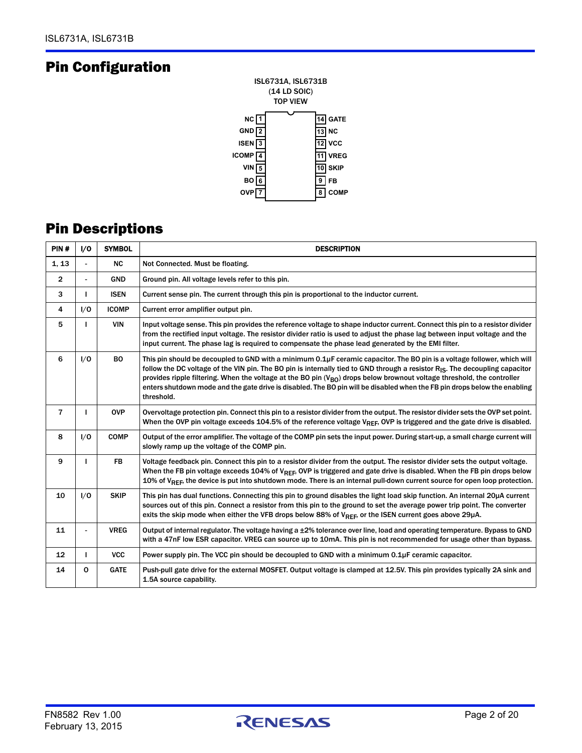## Pin Configuration

ISL6731A, ISL6731B
(14 LD SOIC)
TOP VIEW

| Pin | Name | | Pin | Name |
|---|---|---|---|---|
| 1 | NC | | 14 | GATE |
| 2 | GND | | 13 | NC |
| 3 | ISEN | | 12 | VCC |
| 4 | ICOMP | | 11 | VREG |
| 5 | VIN | | 10 | SKIP |
| 6 | BO | | 9 | FB |
| 7 | OVP | | 8 | COMP |

## Pin Descriptions

| PIN # | I/O | SYMBOL | DESCRIPTION |
|---|---|---|---|
| 1, 13 | - | NC | Not Connected. Must be floating. |
| 2 | - | GND | Ground pin. All voltage levels refer to this pin. |
| 3 | I | ISEN | Current sense pin. The current through this pin is proportional to the inductor current. |
| 4 | I/O | ICOMP | Current error amplifier output pin. |
| 5 | I | VIN | Input voltage sense. This pin provides the reference voltage to shape inductor current. Connect this pin to a resistor divider from the rectified input voltage. The resistor divider ratio is used to adjust the phase lag between input voltage and the input current. The phase lag is required to compensate the phase lead generated by the EMI filter. |
| 6 | I/O | BO | This pin should be decoupled to GND with a minimum 0.1µF ceramic capacitor. The BO pin is a voltage follower, which will follow the DC voltage of the VIN pin. The BO pin is internally tied to GND through a resistor $R_{IS}$. The decoupling capacitor provides ripple filtering. When the voltage at the BO pin ($V_{BO}$) drops below brownout voltage threshold, the controller enters shutdown mode and the gate drive is disabled. The BO pin will be disabled when the FB pin drops below the enabling threshold. |
| 7 | I | OVP | Overvoltage protection pin. Connect this pin to a resistor divider from the output. The resistor divider sets the OVP set point. When the OVP pin voltage exceeds 104.5% of the reference voltage $V_{REF}$, OVP is triggered and the gate drive is disabled. |
| 8 | I/O | COMP | Output of the error amplifier. The voltage of the COMP pin sets the input power. During start-up, a small charge current will slowly ramp up the voltage of the COMP pin. |
| 9 | I | FB | Voltage feedback pin. Connect this pin to a resistor divider from the output. The resistor divider sets the output voltage. When the FB pin voltage exceeds 104% of $V_{REF}$, OVP is triggered and gate drive is disabled. When the FB pin drops below 10% of $V_{REF}$, the device is put into shutdown mode. There is an internal pull-down current source for open loop protection. |
| 10 | I/O | SKIP | This pin has dual functions. Connecting this pin to ground disables the light load skip function. An internal 20µA current sources out of this pin. Connect a resistor from this pin to the ground to set the average power trip point. The converter exits the skip mode when either the VFB drops below 88% of $V_{REF}$, or the ISEN current goes above 29µA. |
| 11 | - | VREG | Output of internal regulator. The voltage having a ±2% tolerance over line, load and operating temperature. Bypass to GND with a 47nF low ESR capacitor. VREG can source up to 10mA. This pin is not recommended for usage other than bypass. |
| 12 | I | VCC | Power supply pin. The VCC pin should be decoupled to GND with a minimum 0.1µF ceramic capacitor. |
| 14 | O | GATE | Push-pull gate drive for the external MOSFET. Output voltage is clamped at 12.5V. This pin provides typically 2A sink and 1.5A source capability. |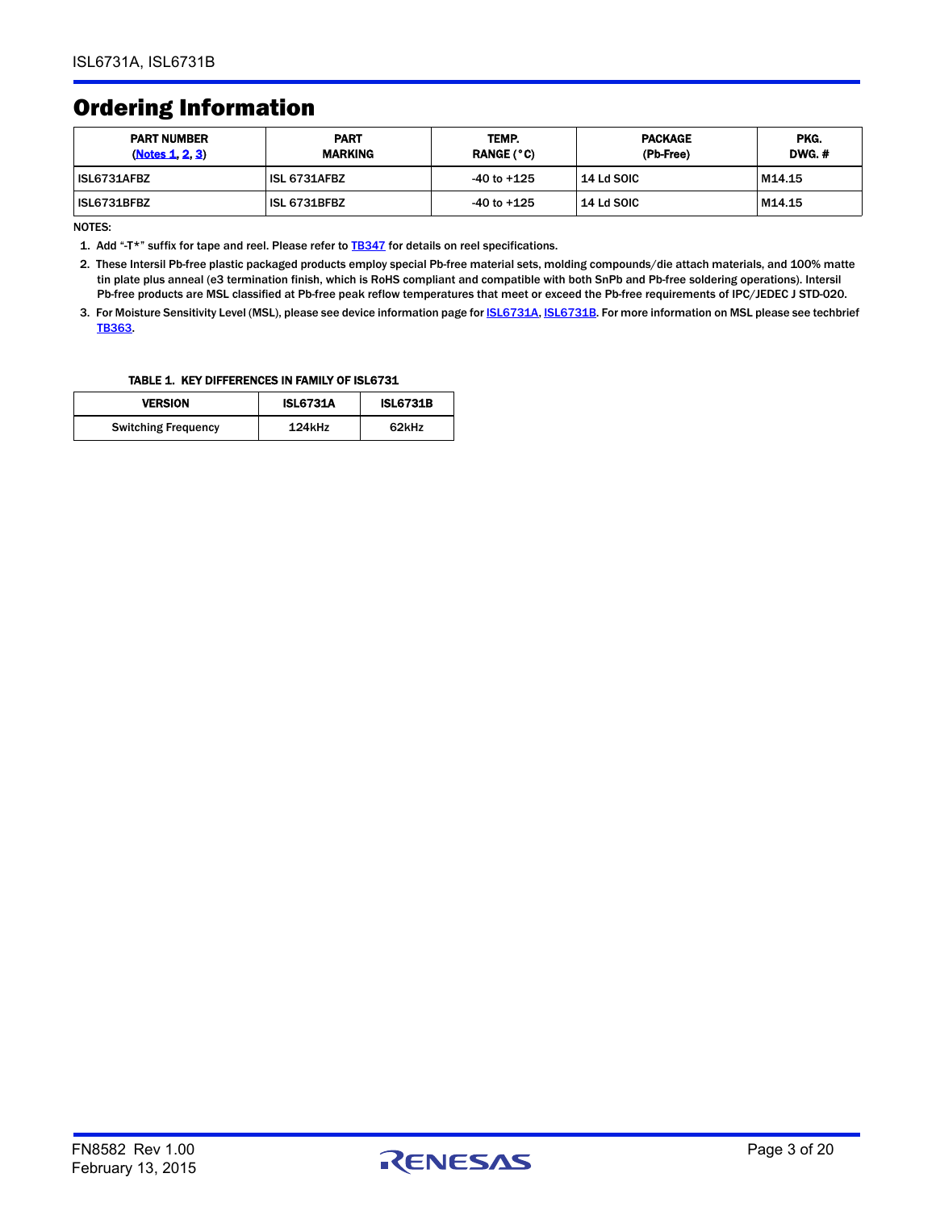## Ordering Information

| PART NUMBER (Notes 1, 2, 3) | PART MARKING | TEMP. RANGE (°C) | PACKAGE (Pb-Free) | PKG. DWG. # |
|---|---|---|---|---|
| ISL6731AFBZ | ISL 6731AFBZ | -40 to +125 | 14 Ld SOIC | M14.15 |
| ISL6731BFBZ | ISL 6731BFBZ | -40 to +125 | 14 Ld SOIC | M14.15 |

NOTES:

1. Add "-T*" suffix for tape and reel. Please refer to TB347 for details on reel specifications.
2. These Intersil Pb-free plastic packaged products employ special Pb-free material sets, molding compounds/die attach materials, and 100% matte tin plate plus anneal (e3 termination finish, which is RoHS compliant and compatible with both SnPb and Pb-free soldering operations). Intersil Pb-free products are MSL classified at Pb-free peak reflow temperatures that meet or exceed the Pb-free requirements of IPC/JEDEC J STD-020.
3. For Moisture Sensitivity Level (MSL), please see device information page for ISL6731A, ISL6731B. For more information on MSL please see techbrief TB363.

TABLE 1. KEY DIFFERENCES IN FAMILY OF ISL6731

| VERSION | ISL6731A | ISL6731B |
|---|---|---|
| Switching Frequency | 124kHz | 62kHz |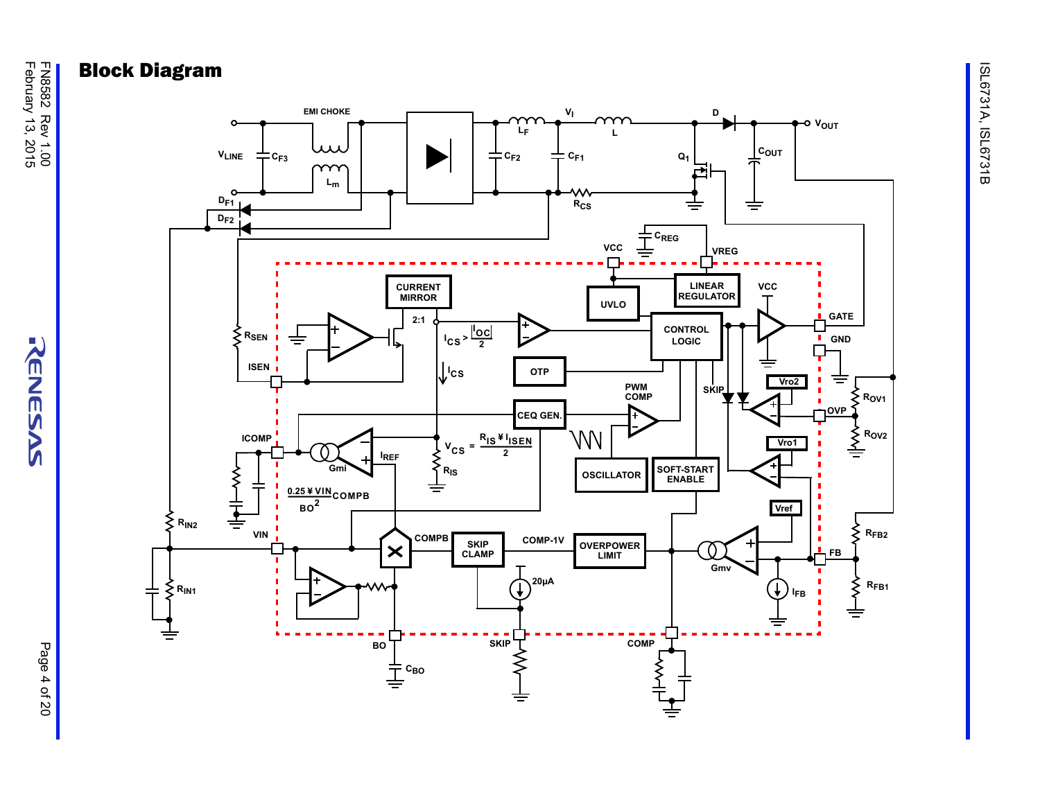## Block Diagram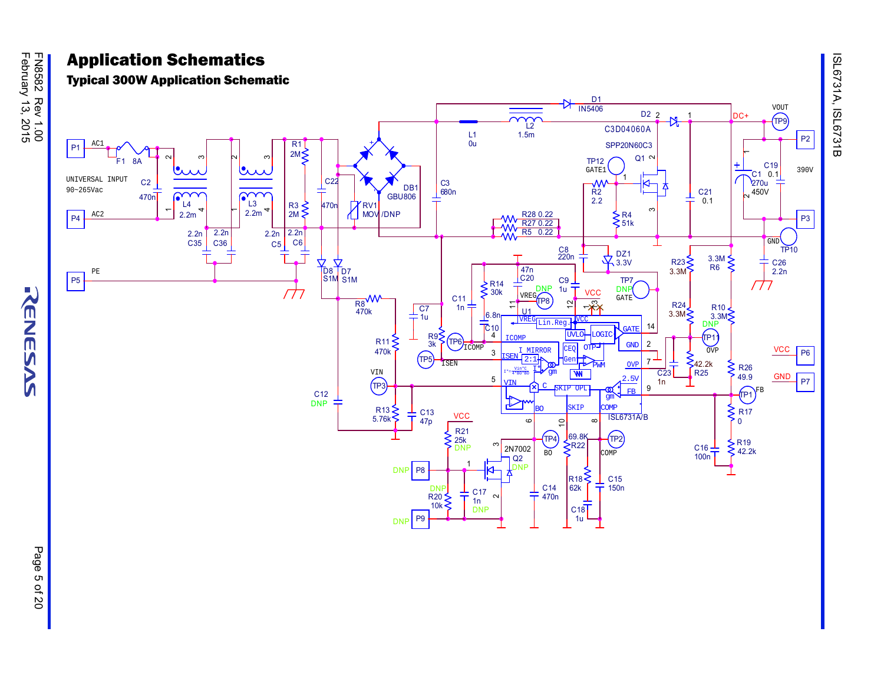## Application Schematics

### Typical 300W Application Schematic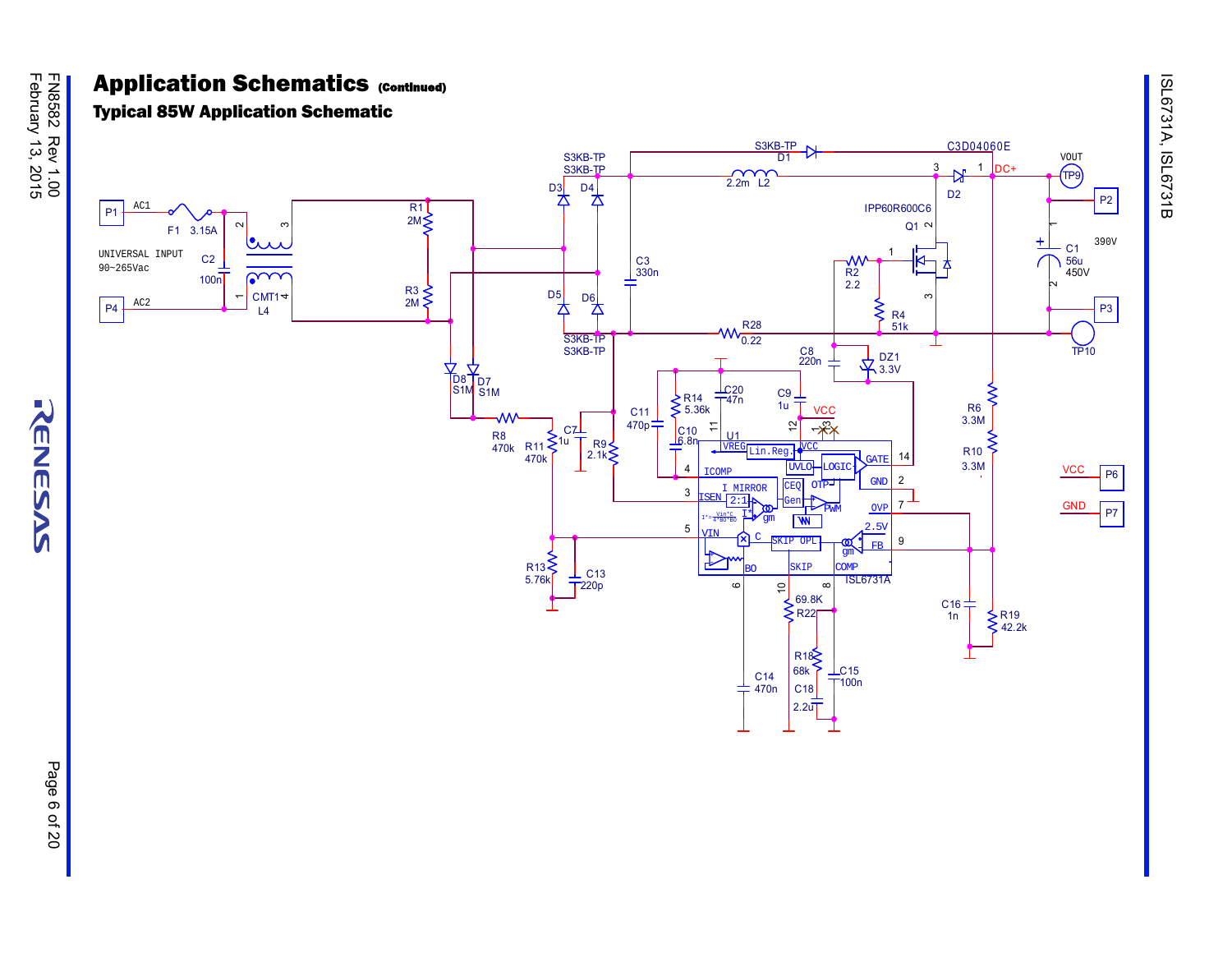## Application Schematics (Continued)

### Typical 85W Application Schematic

UNIVERSAL INPUT

90~265Vac

P1 AC1 F1 3.15A C2 100n P4 AC2 CMT1 L4 R1 2M R3 2M D3 D4 D5 D6 S3KB-TP D8 S1M D7 S1M R8 470k R11 470k R13 5.76k C13 220p C7 1u R9 2.1k C11 470p R14 5.36k C10 6.8n C20 47n C9 1u VCC C3 330n D1 S3KB-TP L2 2.2m D2 C3D04060E DC+ VOUT TP9 P2 Q1 IPP60R600C6 R2 2.2 R4 51k R28 0.22 C8 220n DZ1 3.3V C1 56u 450V 390V P3 TP10 R6 3.3M R10 3.3M C16 1n R19 42.2k C14 470n R22 69.8k R18 68k C18 2.2u C15 100n U1 ISL6731A VCC P6 GND P7

U1 pins: VREG (11), VCC (12), ICOMP (4), ISEN (3), VIN (5), BO (6), SKIP (10), COMP (8), GATE (14), GND (2), OVP (7), FB (9)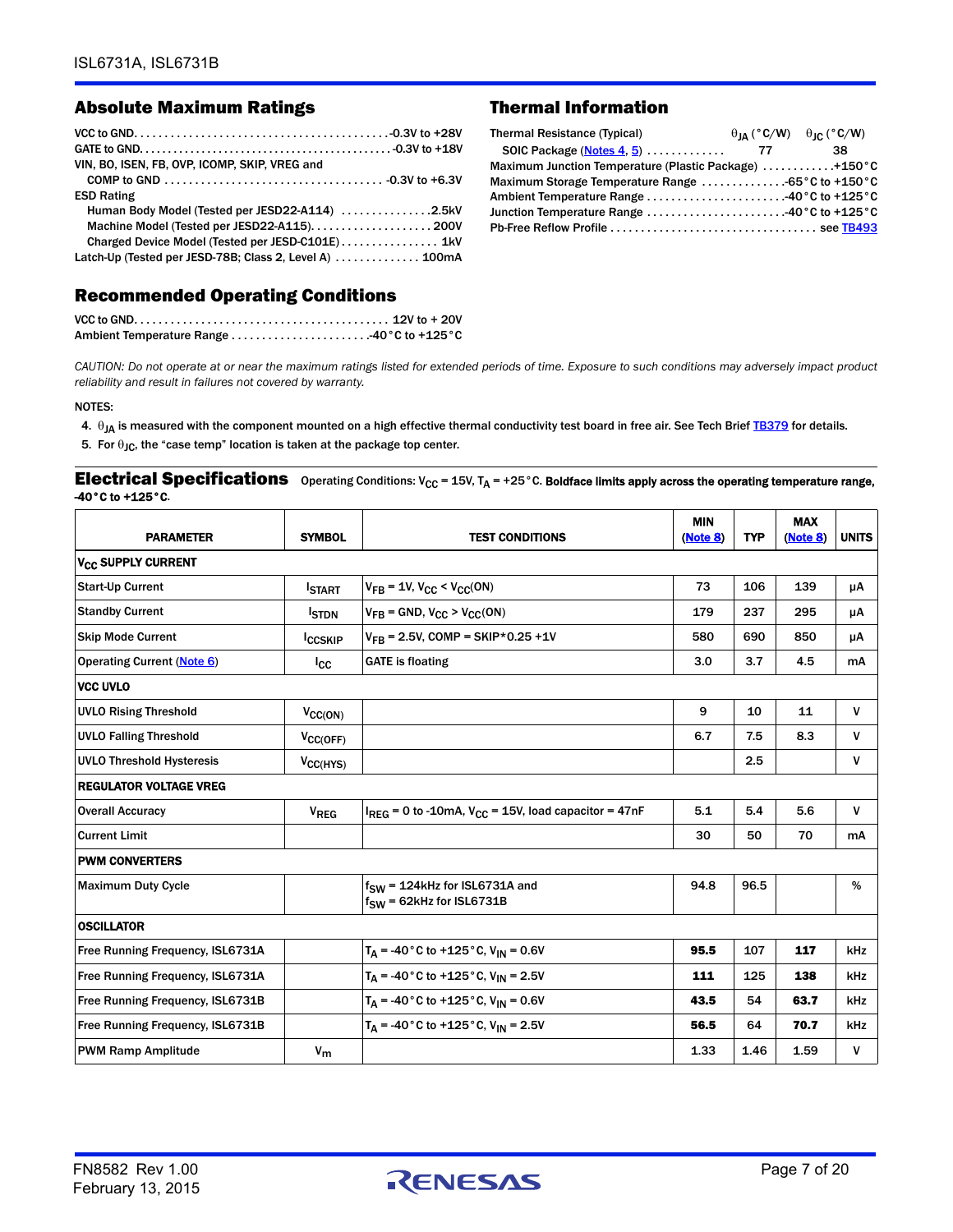## Absolute Maximum Ratings

VCC to GND. . . . . . . . . . . . . . . . . . . . . . . . . . . . . . . . . . . . . . . . . .-0.3V to +28V
GATE to GND. . . . . . . . . . . . . . . . . . . . . . . . . . . . . . . . . . . . . . . . . . .-0.3V to +18V
VIN, BO, ISEN, FB, OVP, ICOMP, SKIP, VREG and
  COMP to GND . . . . . . . . . . . . . . . . . . . . . . . . . . . . . . . . . . . . -0.3V to +6.3V
ESD Rating
  Human Body Model (Tested per JESD22-A114) . . . . . . . . . . . . . . .2.5kV
  Machine Model (Tested per JESD22-A115). . . . . . . . . . . . . . . . . . . . 200V
  Charged Device Model (Tested per JESD-C101E) . . . . . . . . . . . . . . . . 1kV
Latch-Up (Tested per JESD-78B; Class 2, Level A) . . . . . . . . . . . . . . 100mA

## Thermal Information

| Thermal Resistance (Typical) | $\theta_{JA}$ (°C/W) | $\theta_{JC}$ (°C/W) |
|---|---|---|
| SOIC Package (Notes 4, 5) | 77 | 38 |

Maximum Junction Temperature (Plastic Package) . . . . . . . . . . . .+150°C
Maximum Storage Temperature Range . . . . . . . . . . . . . .-65°C to +150°C
Ambient Temperature Range . . . . . . . . . . . . . . . . . . . . . . . .-40°C to +125°C
Junction Temperature Range . . . . . . . . . . . . . . . . . . . . . . . .-40°C to +125°C
Pb-Free Reflow Profile . . . . . . . . . . . . . . . . . . . . . . . . . . . . . . . . . . see TB493

## Recommended Operating Conditions

VCC to GND. . . . . . . . . . . . . . . . . . . . . . . . . . . . . . . . . . . . . . . . . . 12V to + 20V
Ambient Temperature Range . . . . . . . . . . . . . . . . . . . . . . . .-40°C to +125°C

*CAUTION: Do not operate at or near the maximum ratings listed for extended periods of time. Exposure to such conditions may adversely impact product reliability and result in failures not covered by warranty.*

NOTES:

4. $\theta_{JA}$ is measured with the component mounted on a high effective thermal conductivity test board in free air. See Tech Brief TB379 for details.
5. For $\theta_{JC}$, the "case temp" location is taken at the package top center.

## Electrical Specifications

Operating Conditions: $V_{CC}$ = 15V, $T_A$ = +25°C. **Boldface limits apply across the operating temperature range, -40°C to +125°C.**

| PARAMETER | SYMBOL | TEST CONDITIONS | MIN (Note 8) | TYP | MAX (Note 8) | UNITS |
|---|---|---|---|---|---|---|
| **$V_{CC}$ SUPPLY CURRENT** | | | | | | |
| Start-Up Current | $I_{START}$ | $V_{FB}$ = 1V, $V_{CC}$ < $V_{CC}$(ON) | 73 | 106 | 139 | µA |
| Standby Current | $I_{STDN}$ | $V_{FB}$ = GND, $V_{CC}$ > $V_{CC}$(ON) | 179 | 237 | 295 | µA |
| Skip Mode Current | $I_{CCSKIP}$ | $V_{FB}$ = 2.5V, COMP = SKIP*0.25 +1V | 580 | 690 | 850 | µA |
| Operating Current (Note 6) | $I_{CC}$ | GATE is floating | 3.0 | 3.7 | 4.5 | mA |
| **VCC UVLO** | | | | | | |
| UVLO Rising Threshold | $V_{CC(ON)}$ | | 9 | 10 | 11 | V |
| UVLO Falling Threshold | $V_{CC(OFF)}$ | | 6.7 | 7.5 | 8.3 | V |
| UVLO Threshold Hysteresis | $V_{CC(HYS)}$ | | | 2.5 | | V |
| **REGULATOR VOLTAGE VREG** | | | | | | |
| Overall Accuracy | $V_{REG}$ | $I_{REG}$ = 0 to -10mA, $V_{CC}$ = 15V, load capacitor = 47nF | 5.1 | 5.4 | 5.6 | V |
| Current Limit | | | 30 | 50 | 70 | mA |
| **PWM CONVERTERS** | | | | | | |
| Maximum Duty Cycle | | $f_{SW}$ = 124kHz for ISL6731A and $f_{SW}$ = 62kHz for ISL6731B | 94.8 | 96.5 | | % |
| **OSCILLATOR** | | | | | | |
| Free Running Frequency, ISL6731A | | $T_A$ = -40°C to +125°C, $V_{IN}$ = 0.6V | **95.5** | 107 | **117** | kHz |
| Free Running Frequency, ISL6731A | | $T_A$ = -40°C to +125°C, $V_{IN}$ = 2.5V | **111** | 125 | **138** | kHz |
| Free Running Frequency, ISL6731B | | $T_A$ = -40°C to +125°C, $V_{IN}$ = 0.6V | **43.5** | 54 | **63.7** | kHz |
| Free Running Frequency, ISL6731B | | $T_A$ = -40°C to +125°C, $V_{IN}$ = 2.5V | **56.5** | 64 | **70.7** | kHz |
| PWM Ramp Amplitude | $V_m$ | | 1.33 | 1.46 | 1.59 | V |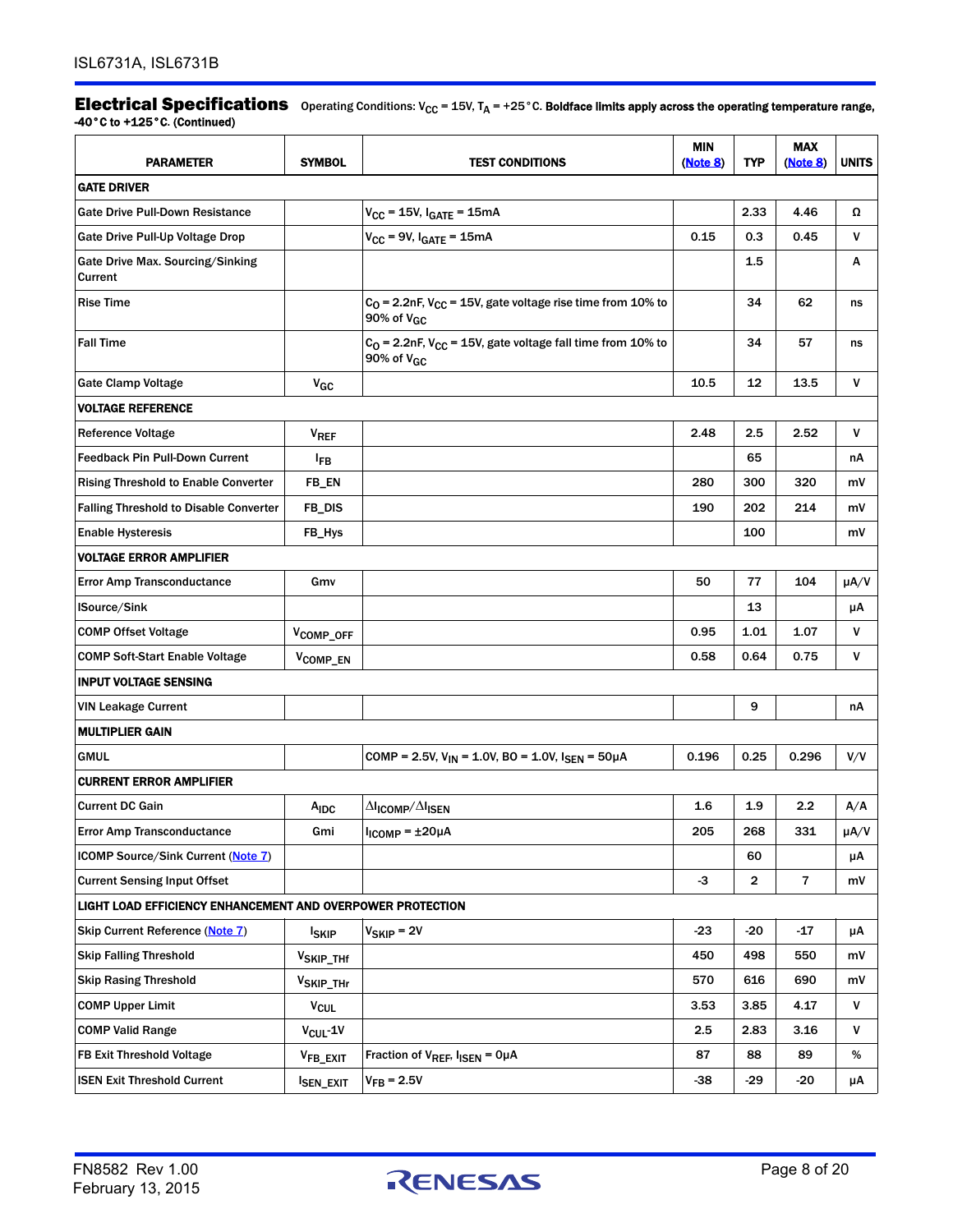## Electrical Specifications

Operating Conditions: $V_{CC}$ = 15V, $T_A$ = +25°C. **Boldface limits apply across the operating temperature range, -40°C to +125°C. (Continued)**

| PARAMETER | SYMBOL | TEST CONDITIONS | MIN (Note 8) | TYP | MAX (Note 8) | UNITS |
|---|---|---|---|---|---|---|
| **GATE DRIVER** | | | | | | |
| Gate Drive Pull-Down Resistance | | $V_{CC}$ = 15V, $I_{GATE}$ = 15mA | | 2.33 | 4.46 | Ω |
| Gate Drive Pull-Up Voltage Drop | | $V_{CC}$ = 9V, $I_{GATE}$ = 15mA | 0.15 | 0.3 | 0.45 | V |
| Gate Drive Max. Sourcing/Sinking Current | | | | 1.5 | | A |
| Rise Time | | $C_O$ = 2.2nF, $V_{CC}$ = 15V, gate voltage rise time from 10% to 90% of $V_{GC}$ | | 34 | 62 | ns |
| Fall Time | | $C_O$ = 2.2nF, $V_{CC}$ = 15V, gate voltage fall time from 10% to 90% of $V_{GC}$ | | 34 | 57 | ns |
| Gate Clamp Voltage | $V_{GC}$ | | 10.5 | 12 | 13.5 | V |
| **VOLTAGE REFERENCE** | | | | | | |
| Reference Voltage | $V_{REF}$ | | 2.48 | 2.5 | 2.52 | V |
| Feedback Pin Pull-Down Current | $I_{FB}$ | | | 65 | | nA |
| Rising Threshold to Enable Converter | FB_EN | | 280 | 300 | 320 | mV |
| Falling Threshold to Disable Converter | FB_DIS | | 190 | 202 | 214 | mV |
| Enable Hysteresis | FB_Hys | | | 100 | | mV |
| **VOLTAGE ERROR AMPLIFIER** | | | | | | |
| Error Amp Transconductance | Gmv | | 50 | 77 | 104 | µA/V |
| ISource/Sink | | | | 13 | | µA |
| COMP Offset Voltage | $V_{COMP\_OFF}$ | | 0.95 | 1.01 | 1.07 | V |
| COMP Soft-Start Enable Voltage | $V_{COMP\_EN}$ | | 0.58 | 0.64 | 0.75 | V |
| **INPUT VOLTAGE SENSING** | | | | | | |
| VIN Leakage Current | | | | 9 | | nA |
| **MULTIPLIER GAIN** | | | | | | |
| GMUL | | COMP = 2.5V, $V_{IN}$ = 1.0V, BO = 1.0V, $I_{SEN}$ = 50µA | 0.196 | 0.25 | 0.296 | V/V |
| **CURRENT ERROR AMPLIFIER** | | | | | | |
| Current DC Gain | $A_{IDC}$ | $\Delta I_{ICOMP}/\Delta I_{ISEN}$ | 1.6 | 1.9 | 2.2 | A/A |
| Error Amp Transconductance | Gmi | $I_{ICOMP}$ = ±20µA | 205 | 268 | 331 | µA/V |
| ICOMP Source/Sink Current (Note 7) | | | | 60 | | µA |
| Current Sensing Input Offset | | | -3 | 2 | 7 | mV |
| **LIGHT LOAD EFFICIENCY ENHANCEMENT AND OVERPOWER PROTECTION** | | | | | | |
| Skip Current Reference (Note 7) | $I_{SKIP}$ | $V_{SKIP}$ = 2V | -23 | -20 | -17 | µA |
| Skip Falling Threshold | $V_{SKIP\_THf}$ | | 450 | 498 | 550 | mV |
| Skip Rasing Threshold | $V_{SKIP\_THr}$ | | 570 | 616 | 690 | mV |
| COMP Upper Limit | $V_{CUL}$ | | 3.53 | 3.85 | 4.17 | V |
| COMP Valid Range | $V_{CUL}$-1V | | 2.5 | 2.83 | 3.16 | V |
| FB Exit Threshold Voltage | $V_{FB\_EXIT}$ | Fraction of $V_{REF}$, $I_{ISEN}$ = 0µA | 87 | 88 | 89 | % |
| ISEN Exit Threshold Current | $I_{SEN\_EXIT}$ | $V_{FB}$ = 2.5V | -38 | -29 | -20 | µA |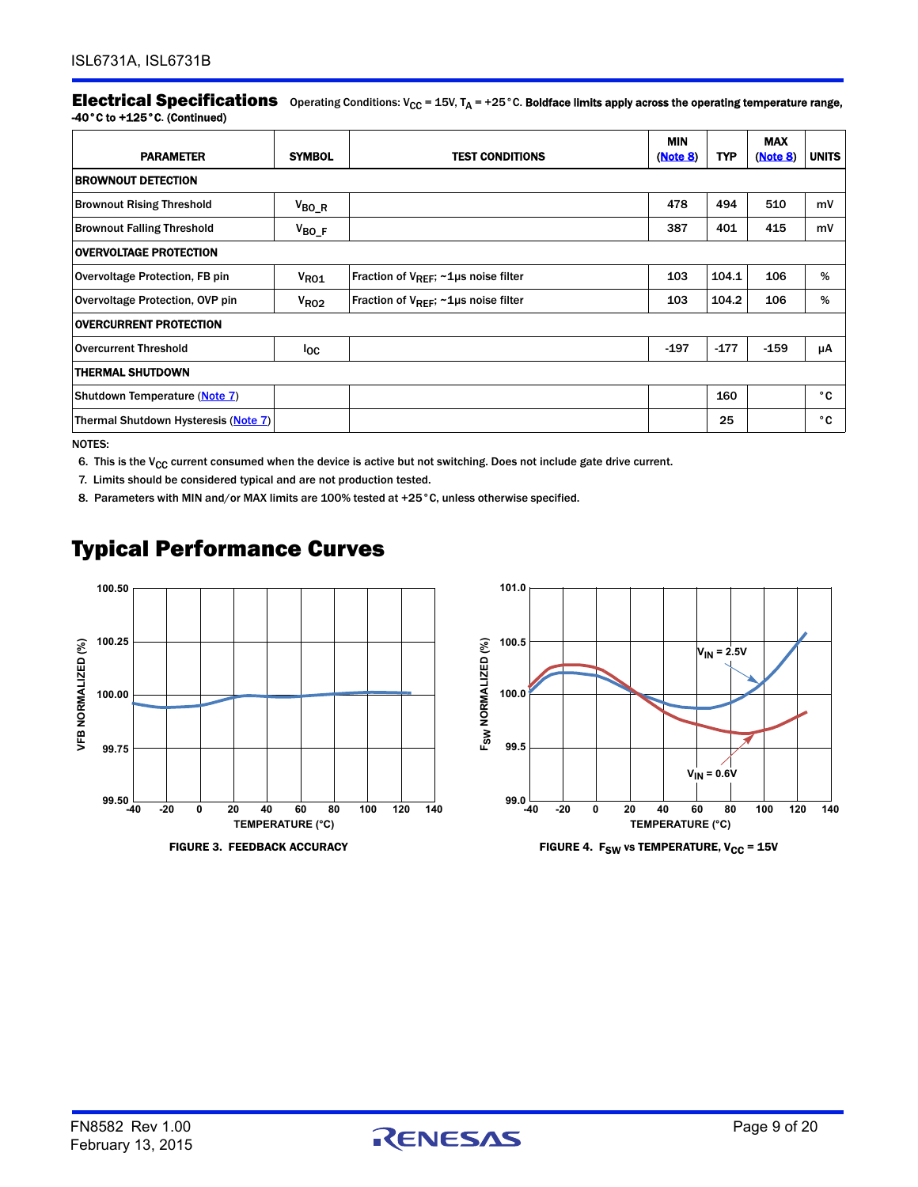## Electrical Specifications

Operating Conditions: $V_{CC}$ = 15V, $T_A$ = +25°C. **Boldface limits apply across the operating temperature range, -40°C to +125°C.** (Continued)

| PARAMETER | SYMBOL | TEST CONDITIONS | MIN (Note 8) | TYP | MAX (Note 8) | UNITS |
|---|---|---|---|---|---|---|
| **BROWNOUT DETECTION** | | | | | | |
| Brownout Rising Threshold | $V_{BO\_R}$ | | 478 | 494 | 510 | mV |
| Brownout Falling Threshold | $V_{BO\_F}$ | | 387 | 401 | 415 | mV |
| **OVERVOLTAGE PROTECTION** | | | | | | |
| Overvoltage Protection, FB pin | $V_{RO1}$ | Fraction of $V_{REF}$; ~1µs noise filter | 103 | 104.1 | 106 | % |
| Overvoltage Protection, OVP pin | $V_{RO2}$ | Fraction of $V_{REF}$; ~1µs noise filter | 103 | 104.2 | 106 | % |
| **OVERCURRENT PROTECTION** | | | | | | |
| Overcurrent Threshold | $I_{OC}$ | | -197 | -177 | -159 | µA |
| **THERMAL SHUTDOWN** | | | | | | |
| Shutdown Temperature (Note 7) | | | | 160 | | °C |
| Thermal Shutdown Hysteresis (Note 7) | | | | 25 | | °C |

NOTES:

6. This is the $V_{CC}$ current consumed when the device is active but not switching. Does not include gate drive current.
7. Limits should be considered typical and are not production tested.
8. Parameters with MIN and/or MAX limits are 100% tested at +25°C, unless otherwise specified.

## Typical Performance Curves

FIGURE 3. FEEDBACK ACCURACY

FIGURE 4. $F_{SW}$ vs TEMPERATURE, $V_{CC}$ = 15V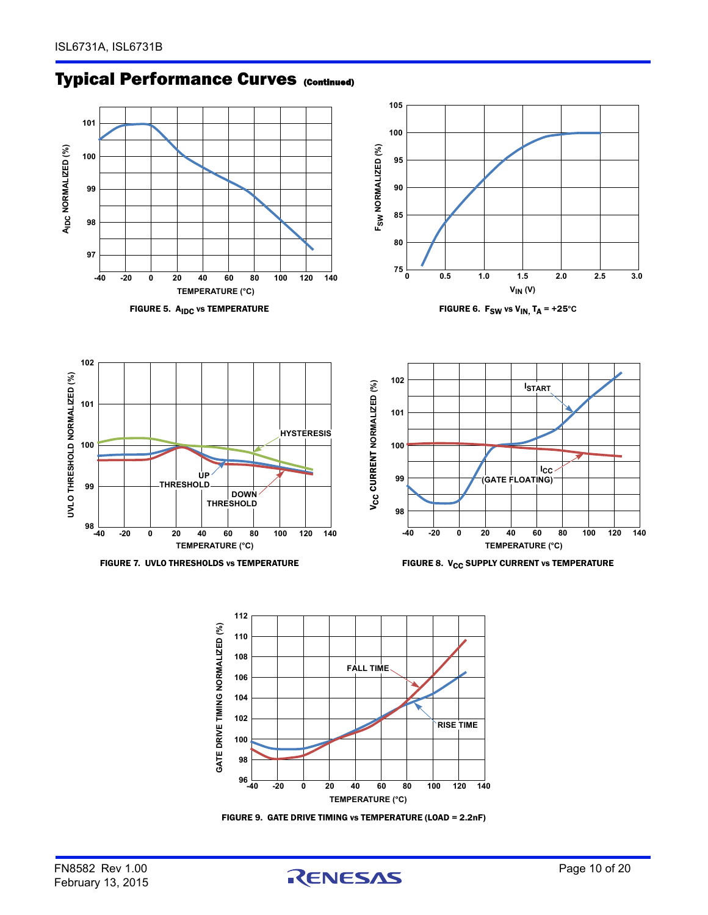## Typical Performance Curves (Continued)

FIGURE 5. $A_{IDC}$ vs TEMPERATURE

FIGURE 6. $F_{SW}$ vs $V_{IN}$, $T_A$ = +25°C

FIGURE 7. UVLO THRESHOLDS vs TEMPERATURE

FIGURE 8. $V_{CC}$ SUPPLY CURRENT vs TEMPERATURE

FIGURE 9. GATE DRIVE TIMING vs TEMPERATURE (LOAD = 2.2nF)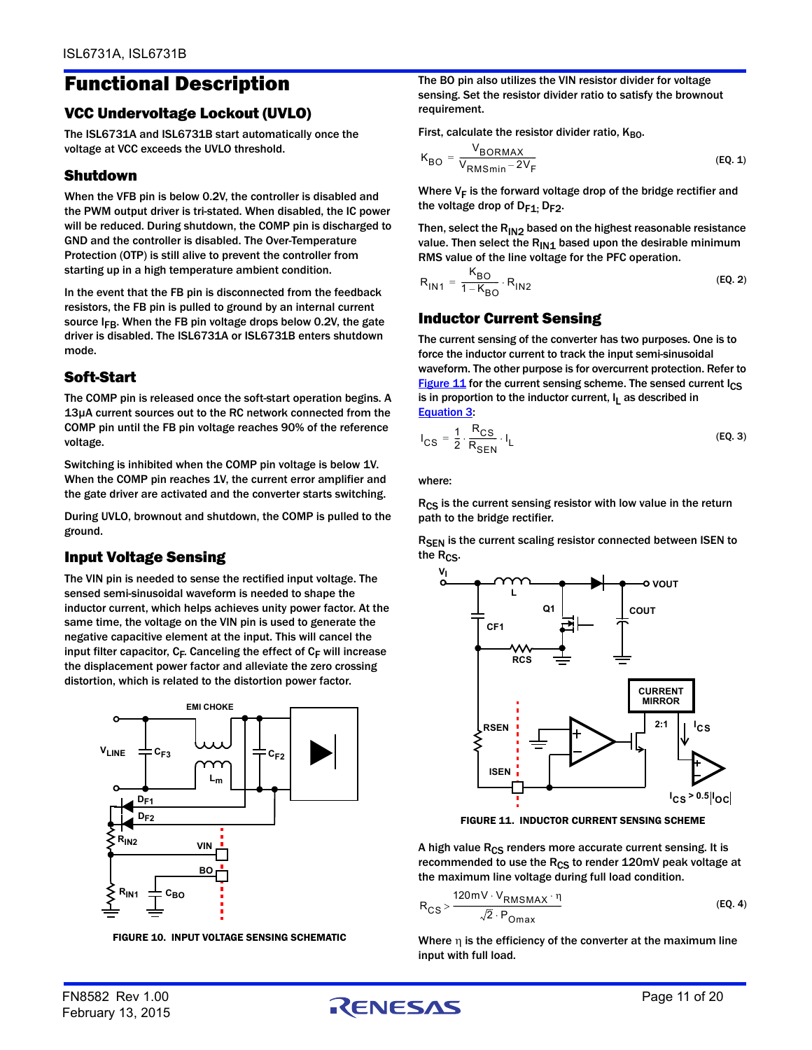# Functional Description

## VCC Undervoltage Lockout (UVLO)

The ISL6731A and ISL6731B start automatically once the voltage at VCC exceeds the UVLO threshold.

## Shutdown

When the VFB pin is below 0.2V, the controller is disabled and the PWM output driver is tri-stated. When disabled, the IC power will be reduced. During shutdown, the COMP pin is discharged to GND and the controller is disabled. The Over-Temperature Protection (OTP) is still alive to prevent the controller from starting up in a high temperature ambient condition.

In the event that the FB pin is disconnected from the feedback resistors, the FB pin is pulled to ground by an internal current source $I_{FB}$. When the FB pin voltage drops below 0.2V, the gate driver is disabled. The ISL6731A or ISL6731B enters shutdown mode.

## Soft-Start

The COMP pin is released once the soft-start operation begins. A 13µA current sources out to the RC network connected from the COMP pin until the FB pin voltage reaches 90% of the reference voltage.

Switching is inhibited when the COMP pin voltage is below 1V. When the COMP pin reaches 1V, the current error amplifier and the gate driver are activated and the converter starts switching.

During UVLO, brownout and shutdown, the COMP is pulled to the ground.

## Input Voltage Sensing

The VIN pin is needed to sense the rectified input voltage. The sensed semi-sinusoidal waveform is needed to shape the inductor current, which helps achieves unity power factor. At the same time, the voltage on the VIN pin is used to generate the negative capacitive element at the input. This will cancel the input filter capacitor, $C_F$. Canceling the effect of $C_F$ will increase the displacement power factor and alleviate the zero crossing distortion, which is related to the distortion power factor.

FIGURE 10. INPUT VOLTAGE SENSING SCHEMATIC

The BO pin also utilizes the VIN resistor divider for voltage sensing. Set the resistor divider ratio to satisfy the brownout requirement.

First, calculate the resistor divider ratio, $K_{BO}$.

$$K_{BO} = \frac{V_{BORMAX}}{V_{RMSmin} - 2V_F} \tag{EQ. 1}$$

Where $V_F$ is the forward voltage drop of the bridge rectifier and the voltage drop of $D_{F1}$; $D_{F2}$.

Then, select the $R_{IN2}$ based on the highest reasonable resistance value. Then select the $R_{IN1}$ based upon the desirable minimum RMS value of the line voltage for the PFC operation.

$$R_{IN1} = \frac{K_{BO}}{1 - K_{BO}} \cdot R_{IN2} \tag{EQ. 2}$$

## Inductor Current Sensing

The current sensing of the converter has two purposes. One is to force the inductor current to track the input semi-sinusoidal waveform. The other purpose is for overcurrent protection. Refer to Figure 11 for the current sensing scheme. The sensed current $I_{CS}$ is in proportion to the inductor current, $I_L$ as described in Equation 3:

$$I_{CS} = \frac{1}{2} \cdot \frac{R_{CS}}{R_{SEN}} \cdot I_L \tag{EQ. 3}$$

where:

$R_{CS}$ is the current sensing resistor with low value in the return path to the bridge rectifier.

$R_{SEN}$ is the current scaling resistor connected between ISEN to the $R_{CS}$.

FIGURE 11. INDUCTOR CURRENT SENSING SCHEME

A high value $R_{CS}$ renders more accurate current sensing. It is recommended to use the $R_{CS}$ to render 120mV peak voltage at the maximum line voltage during full load condition.

$$R_{CS} > \frac{120\text{mV} \cdot V_{RMSMAX} \cdot \eta}{\sqrt{2} \cdot P_{Omax}} \tag{EQ. 4}$$

Where $\eta$ is the efficiency of the converter at the maximum line input with full load.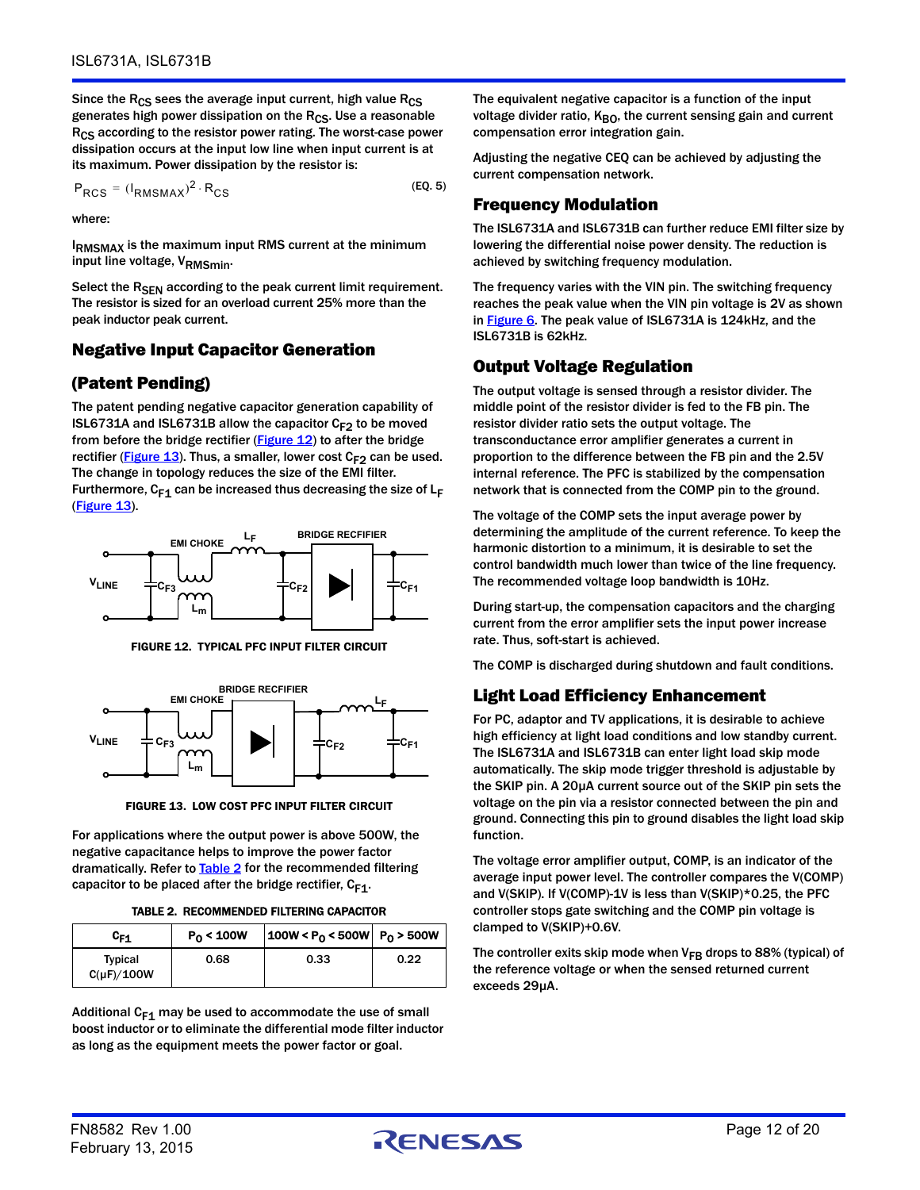Since the $R_{CS}$ sees the average input current, high value $R_{CS}$ generates high power dissipation on the $R_{CS}$. Use a reasonable $R_{CS}$ according to the resistor power rating. The worst-case power dissipation occurs at the input low line when input current is at its maximum. Power dissipation by the resistor is:

$$P_{RCS} = (I_{RMSMAX})^2 \cdot R_{CS} \quad \text{(EQ. 5)}$$

where:

$I_{RMSMAX}$ is the maximum input RMS current at the minimum input line voltage, $V_{RMSmin}$.

Select the $R_{SEN}$ according to the peak current limit requirement. The resistor is sized for an overload current 25% more than the peak inductor peak current.

## Negative Input Capacitor Generation

## (Patent Pending)

The patent pending negative capacitor generation capability of ISL6731A and ISL6731B allow the capacitor $C_{F2}$ to be moved from before the bridge rectifier (Figure 12) to after the bridge rectifier (Figure 13). Thus, a smaller, lower cost $C_{F2}$ can be used. The change in topology reduces the size of the EMI filter. Furthermore, $C_{F1}$ can be increased thus decreasing the size of $L_F$ (Figure 13).

FIGURE 12. TYPICAL PFC INPUT FILTER CIRCUIT

FIGURE 13. LOW COST PFC INPUT FILTER CIRCUIT

For applications where the output power is above 500W, the negative capacitance helps to improve the power factor dramatically. Refer to Table 2 for the recommended filtering capacitor to be placed after the bridge rectifier, $C_{F1}$.

TABLE 2. RECOMMENDED FILTERING CAPACITOR

| $C_{F1}$ | $P_O$ < 100W | 100W < $P_O$ < 500W | $P_O$ > 500W |
|---|---|---|---|
| Typical C(µF)/100W | 0.68 | 0.33 | 0.22 |

Additional $C_{F1}$ may be used to accommodate the use of small boost inductor or to eliminate the differential mode filter inductor as long as the equipment meets the power factor or goal.

The equivalent negative capacitor is a function of the input voltage divider ratio, $K_{BO}$, the current sensing gain and current compensation error integration gain.

Adjusting the negative CEQ can be achieved by adjusting the current compensation network.

## Frequency Modulation

The ISL6731A and ISL6731B can further reduce EMI filter size by lowering the differential noise power density. The reduction is achieved by switching frequency modulation.

The frequency varies with the VIN pin. The switching frequency reaches the peak value when the VIN pin voltage is 2V as shown in Figure 6. The peak value of ISL6731A is 124kHz, and the ISL6731B is 62kHz.

## Output Voltage Regulation

The output voltage is sensed through a resistor divider. The middle point of the resistor divider is fed to the FB pin. The resistor divider ratio sets the output voltage. The transconductance error amplifier generates a current in proportion to the difference between the FB pin and the 2.5V internal reference. The PFC is stabilized by the compensation network that is connected from the COMP pin to the ground.

The voltage of the COMP sets the input average power by determining the amplitude of the current reference. To keep the harmonic distortion to a minimum, it is desirable to set the control bandwidth much lower than twice of the line frequency. The recommended voltage loop bandwidth is 10Hz.

During start-up, the compensation capacitors and the charging current from the error amplifier sets the input power increase rate. Thus, soft-start is achieved.

The COMP is discharged during shutdown and fault conditions.

## Light Load Efficiency Enhancement

For PC, adaptor and TV applications, it is desirable to achieve high efficiency at light load conditions and low standby current. The ISL6731A and ISL6731B can enter light load skip mode automatically. The skip mode trigger threshold is adjustable by the SKIP pin. A 20µA current source out of the SKIP pin sets the voltage on the pin via a resistor connected between the pin and ground. Connecting this pin to ground disables the light load skip function.

The voltage error amplifier output, COMP, is an indicator of the average input power level. The controller compares the V(COMP) and V(SKIP). If V(COMP)-1V is less than V(SKIP)*0.25, the PFC controller stops gate switching and the COMP pin voltage is clamped to V(SKIP)+0.6V.

The controller exits skip mode when $V_{FB}$ drops to 88% (typical) of the reference voltage or when the sensed returned current exceeds 29µA.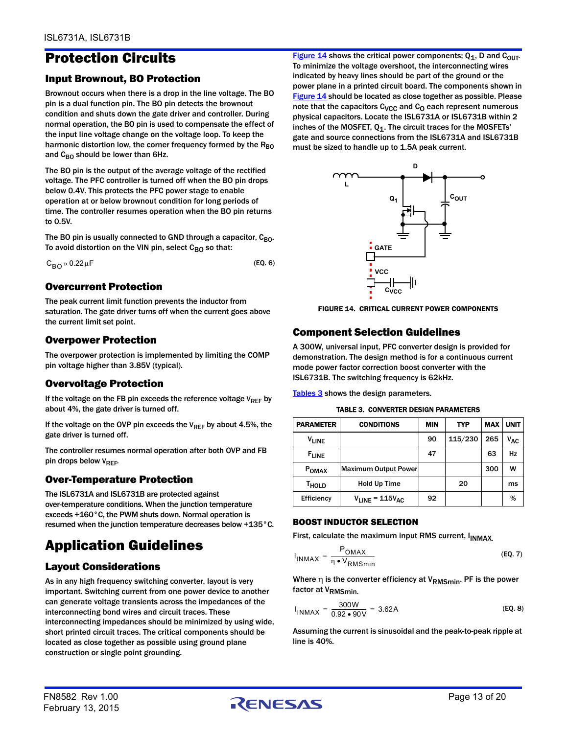# Protection Circuits

## Input Brownout, BO Protection

Brownout occurs when there is a drop in the line voltage. The BO pin is a dual function pin. The BO pin detects the brownout condition and shuts down the gate driver and controller. During normal operation, the BO pin is used to compensate the effect of the input line voltage change on the voltage loop. To keep the harmonic distortion low, the corner frequency formed by the $R_{BO}$ and $C_{BO}$ should be lower than 6Hz.

The BO pin is the output of the average voltage of the rectified voltage. The PFC controller is turned off when the BO pin drops below 0.4V. This protects the PFC power stage to enable operation at or below brownout condition for long periods of time. The controller resumes operation when the BO pin returns to 0.5V.

The BO pin is usually connected to GND through a capacitor, $C_{BO}$. To avoid distortion on the VIN pin, select $C_{BO}$ so that:

$$C_{BO} \gg 0.22\mu F \quad \text{(EQ. 6)}$$

## Overcurrent Protection

The peak current limit function prevents the inductor from saturation. The gate driver turns off when the current goes above the current limit set point.

## Overpower Protection

The overpower protection is implemented by limiting the COMP pin voltage higher than 3.85V (typical).

## Overvoltage Protection

If the voltage on the FB pin exceeds the reference voltage $V_{REF}$ by about 4%, the gate driver is turned off.

If the voltage on the OVP pin exceeds the $V_{REF}$ by about 4.5%, the gate driver is turned off.

The controller resumes normal operation after both OVP and FB pin drops below $V_{REF}$.

## Over-Temperature Protection

The ISL6731A and ISL6731B are protected against over-temperature conditions. When the junction temperature exceeds +160°C, the PWM shuts down. Normal operation is resumed when the junction temperature decreases below +135°C.

# Application Guidelines

## Layout Considerations

As in any high frequency switching converter, layout is very important. Switching current from one power device to another can generate voltage transients across the impedances of the interconnecting bond wires and circuit traces. These interconnecting impedances should be minimized by using wide, short printed circuit traces. The critical components should be located as close together as possible using ground plane construction or single point grounding.

Figure 14 shows the critical power components; $Q_1$, D and $C_{OUT}$. To minimize the voltage overshoot, the interconnecting wires indicated by heavy lines should be part of the ground or the power plane in a printed circuit board. The components shown in Figure 14 should be located as close together as possible. Please note that the capacitors $C_{VCC}$ and $C_O$ each represent numerous physical capacitors. Locate the ISL6731A or ISL6731B within 2 inches of the MOSFET, $Q_1$. The circuit traces for the MOSFETs' gate and source connections from the ISL6731A and ISL6731B must be sized to handle up to 1.5A peak current.

FIGURE 14. CRITICAL CURRENT POWER COMPONENTS

## Component Selection Guidelines

A 300W, universal input, PFC converter design is provided for demonstration. The design method is for a continuous current mode power factor correction boost converter with the ISL6731B. The switching frequency is 62kHz.

Tables 3 shows the design parameters.

TABLE 3. CONVERTER DESIGN PARAMETERS

| PARAMETER | CONDITIONS | MIN | TYP | MAX | UNIT |
|---|---|---|---|---|---|
| $V_{LINE}$ | | 90 | 115/230 | 265 | $V_{AC}$ |
| $F_{LINE}$ | | 47 | | 63 | Hz |
| $P_{OMAX}$ | Maximum Output Power | | | 300 | W |
| $T_{HOLD}$ | Hold Up Time | | 20 | | ms |
| Efficiency | $V_{LINE}$ = 115$V_{AC}$ | 92 | | | % |

### BOOST INDUCTOR SELECTION

First, calculate the maximum input RMS current, $I_{INMAX}$.

$$I_{INMAX} = \frac{P_{OMAX}}{\eta \bullet V_{RMSmin}} \quad \text{(EQ. 7)}$$

Where $\eta$ is the converter efficiency at $V_{RMSmin}$. PF is the power factor at $V_{RMSmin}$.

$$I_{INMAX} = \frac{300W}{0.92 \bullet 90V} = 3.62A \quad \text{(EQ. 8)}$$

Assuming the current is sinusoidal and the peak-to-peak ripple at line is 40%.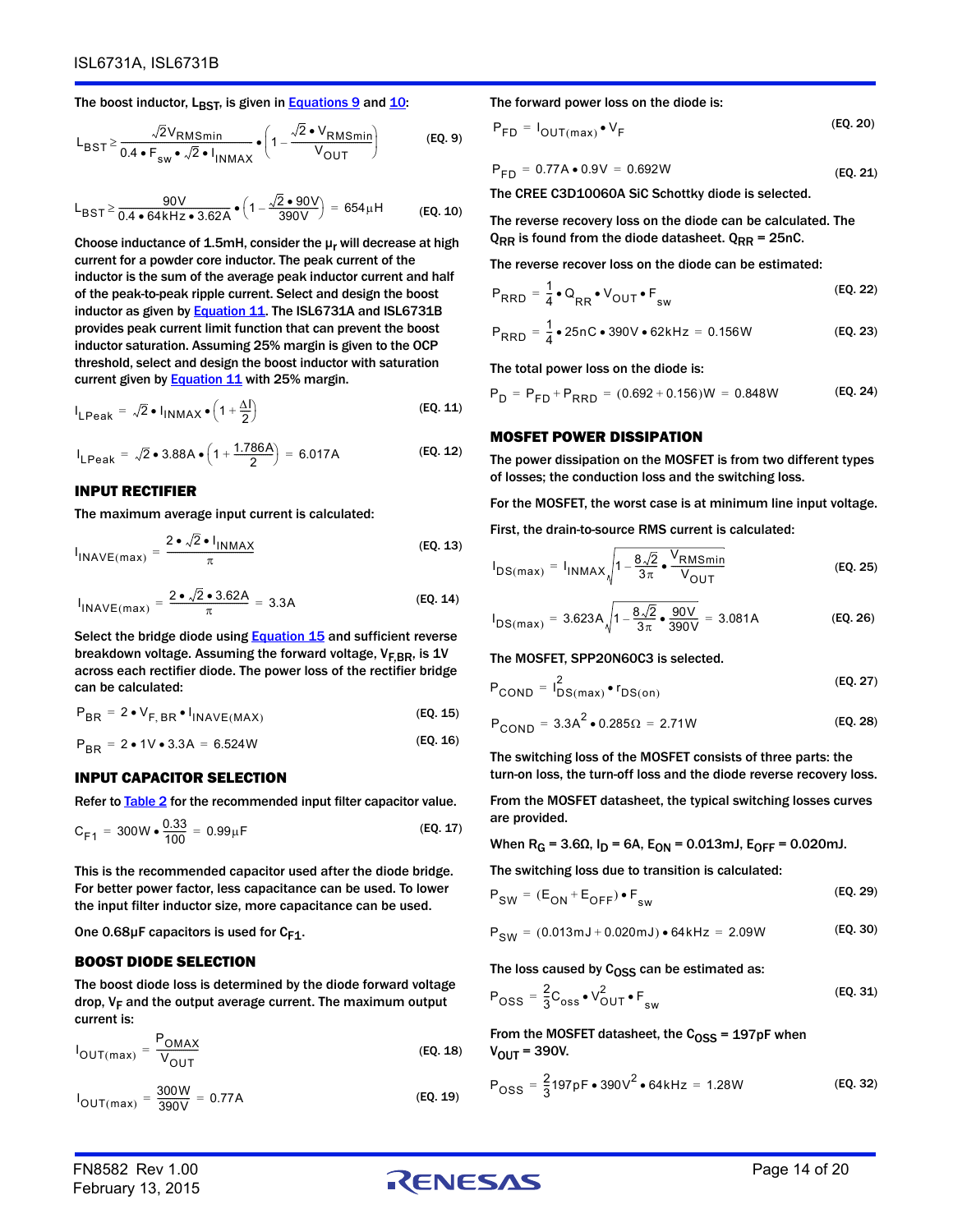The boost inductor, $L_{BST}$, is given in Equations 9 and 10:

$$L_{BST} \geq \frac{\sqrt{2}V_{RMSmin}}{0.4 \bullet F_{sw} \bullet \sqrt{2} \bullet I_{INMAX}} \bullet \left(1 - \frac{\sqrt{2} \bullet V_{RMSmin}}{V_{OUT}}\right) \quad \text{(EQ. 9)}$$

$$L_{BST} \geq \frac{90V}{0.4 \bullet 64kHz \bullet 3.62A} \bullet \left(1 - \frac{\sqrt{2} \bullet 90V}{390V}\right) = 654\mu H \quad \text{(EQ. 10)}$$

Choose inductance of 1.5mH, consider the $\mu_r$ will decrease at high current for a powder core inductor. The peak current of the inductor is the sum of the average peak inductor current and half of the peak-to-peak ripple current. Select and design the boost inductor as given by Equation 11. The ISL6731A and ISL6731B provides peak current limit function that can prevent the boost inductor saturation. Assuming 25% margin is given to the OCP threshold, select and design the boost inductor with saturation current given by Equation 11 with 25% margin.

$$I_{LPeak} = \sqrt{2} \bullet I_{INMAX} \bullet \left(1 + \frac{\Delta I}{2}\right) \quad \text{(EQ. 11)}$$

$$I_{LPeak} = \sqrt{2} \bullet 3.88A \bullet \left(1 + \frac{1.786A}{2}\right) = 6.017A \quad \text{(EQ. 12)}$$

## INPUT RECTIFIER

The maximum average input current is calculated:

$$I_{INAVE(max)} = \frac{2 \bullet \sqrt{2} \bullet I_{INMAX}}{\pi} \quad \text{(EQ. 13)}$$

$$I_{INAVE(max)} = \frac{2 \bullet \sqrt{2} \bullet 3.62A}{\pi} = 3.3A \quad \text{(EQ. 14)}$$

Select the bridge diode using Equation 15 and sufficient reverse breakdown voltage. Assuming the forward voltage, $V_{F,BR}$, is 1V across each rectifier diode. The power loss of the rectifier bridge can be calculated:

$$P_{BR} = 2 \bullet V_{F,BR} \bullet I_{INAVE(MAX)} \quad \text{(EQ. 15)}$$

$$P_{BR} = 2 \bullet 1V \bullet 3.3A = 6.524W \quad \text{(EQ. 16)}$$

## INPUT CAPACITOR SELECTION

Refer to Table 2 for the recommended input filter capacitor value.

$$C_{F1} = 300W \bullet \frac{0.33}{100} = 0.99\mu F \quad \text{(EQ. 17)}$$

This is the recommended capacitor used after the diode bridge. For better power factor, less capacitance can be used. To lower the input filter inductor size, more capacitance can be used.

One 0.68µF capacitors is used for $C_{F1}$.

## BOOST DIODE SELECTION

The boost diode loss is determined by the diode forward voltage drop, $V_F$ and the output average current. The maximum output current is:

$$I_{OUT(max)} = \frac{P_{OMAX}}{V_{OUT}} \quad \text{(EQ. 18)}$$

$$I_{OUT(max)} = \frac{300W}{390V} = 0.77A \quad \text{(EQ. 19)}$$

The forward power loss on the diode is:

$$P_{FD} = I_{OUT(max)} \bullet V_F \quad \text{(EQ. 20)}$$

$$P_{FD} = 0.77A \bullet 0.9V = 0.692W \quad \text{(EQ. 21)}$$

The CREE C3D10060A SiC Schottky diode is selected.

The reverse recovery loss on the diode can be calculated. The $Q_{RR}$ is found from the diode datasheet. $Q_{RR}$ = 25nC.

The reverse recover loss on the diode can be estimated:

$$P_{RRD} = \frac{1}{4} \bullet Q_{RR} \bullet V_{OUT} \bullet F_{sw} \quad \text{(EQ. 22)}$$

$$P_{RRD} = \frac{1}{4} \bullet 25nC \bullet 390V \bullet 62kHz = 0.156W \quad \text{(EQ. 23)}$$

The total power loss on the diode is:

$$P_D = P_{FD} + P_{RRD} = (0.692 + 0.156)W = 0.848W \quad \text{(EQ. 24)}$$

## MOSFET POWER DISSIPATION

The power dissipation on the MOSFET is from two different types of losses; the conduction loss and the switching loss.

For the MOSFET, the worst case is at minimum line input voltage.

First, the drain-to-source RMS current is calculated:

$$I_{DS(max)} = I_{INMAX}\sqrt{1 - \frac{8\sqrt{2}}{3\pi} \bullet \frac{V_{RMSmin}}{V_{OUT}}} \quad \text{(EQ. 25)}$$

$$I_{DS(max)} = 3.623A\sqrt{1 - \frac{8\sqrt{2}}{3\pi} \bullet \frac{90V}{390V}} = 3.081A \quad \text{(EQ. 26)}$$

The MOSFET, SPP20N60C3 is selected.

$$P_{COND} = I^2_{DS(max)} \bullet r_{DS(on)} \quad \text{(EQ. 27)}$$

$$P_{COND} = 3.3A^2 \bullet 0.285\Omega = 2.71W \quad \text{(EQ. 28)}$$

The switching loss of the MOSFET consists of three parts: the turn-on loss, the turn-off loss and the diode reverse recovery loss.

From the MOSFET datasheet, the typical switching losses curves are provided.

When $R_G$ = 3.6Ω, $I_D$ = 6A, $E_{ON}$ = 0.013mJ, $E_{OFF}$ = 0.020mJ.

The switching loss due to transition is calculated:

$$P_{SW} = (E_{ON} + E_{OFF}) \bullet F_{sw} \quad \text{(EQ. 29)}$$

$$P_{SW} = (0.013mJ + 0.020mJ) \bullet 64kHz = 2.09W \quad \text{(EQ. 30)}$$

The loss caused by $C_{OSS}$ can be estimated as:

$$P_{OSS} = \frac{2}{3}C_{oss} \bullet V^2_{OUT} \bullet F_{sw} \quad \text{(EQ. 31)}$$

From the MOSFET datasheet, the $C_{OSS}$ = 197pF when $V_{OUT}$ = 390V.

$$P_{OSS} = \frac{2}{3}197pF \bullet 390V^2 \bullet 64kHz = 1.28W \quad \text{(EQ. 32)}$$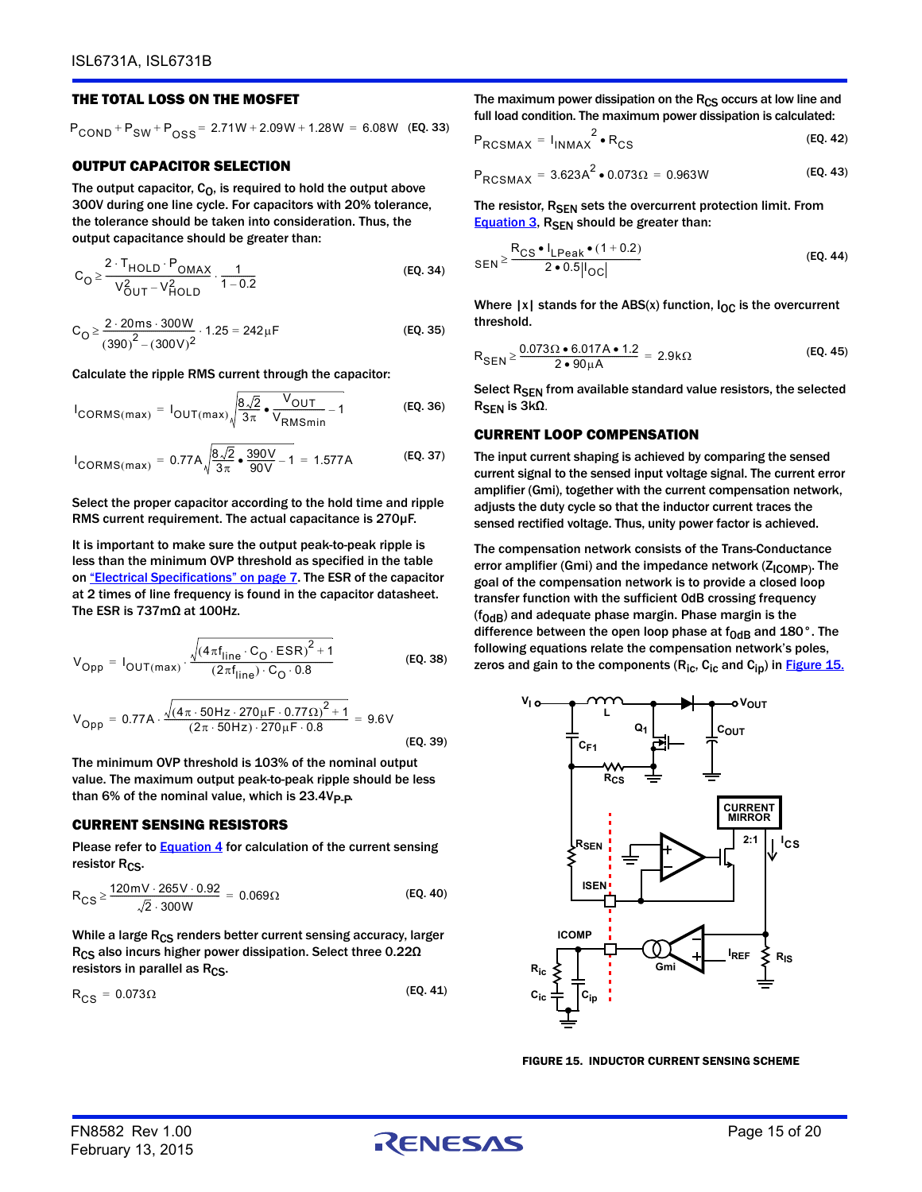### THE TOTAL LOSS ON THE MOSFET

$$P_{COND} + P_{SW} + P_{OSS} = 2.71W + 2.09W + 1.28W = 6.08W \quad \text{(EQ. 33)}$$

### OUTPUT CAPACITOR SELECTION

The output capacitor, $C_O$, is required to hold the output above 300V during one line cycle. For capacitors with 20% tolerance, the tolerance should be taken into consideration. Thus, the output capacitance should be greater than:

$$C_O \geq \frac{2 \cdot T_{HOLD} \cdot P_{OMAX}}{V_{OUT}^2 - V_{HOLD}^2} \cdot \frac{1}{1-0.2} \quad \text{(EQ. 34)}$$

$$C_O \geq \frac{2 \cdot 20ms \cdot 300W}{(390)^2 - (300V)^2} \cdot 1.25 = 242\mu F \quad \text{(EQ. 35)}$$

Calculate the ripple RMS current through the capacitor:

$$I_{CORMS(max)} = I_{OUT(max)}\sqrt{\frac{8\sqrt{2}}{3\pi} \bullet \frac{V_{OUT}}{V_{RMSmin}} - 1} \quad \text{(EQ. 36)}$$

$$I_{CORMS(max)} = 0.77A\sqrt{\frac{8\sqrt{2}}{3\pi} \bullet \frac{390V}{90V} - 1} = 1.577A \quad \text{(EQ. 37)}$$

Select the proper capacitor according to the hold time and ripple RMS current requirement. The actual capacitance is 270µF.

It is important to make sure the output peak-to-peak ripple is less than the minimum OVP threshold as specified in the table on "Electrical Specifications" on page 7. The ESR of the capacitor at 2 times of line frequency is found in the capacitor datasheet. The ESR is 737mΩ at 100Hz.

$$V_{Opp} = I_{OUT(max)} \cdot \frac{\sqrt{(4\pi f_{line} \cdot C_O \cdot ESR)^2 + 1}}{(2\pi f_{line}) \cdot C_O \cdot 0.8} \quad \text{(EQ. 38)}$$

$$V_{Opp} = 0.77A \cdot \frac{\sqrt{(4\pi \cdot 50Hz \cdot 270\mu F \cdot 0.77\Omega)^2 + 1}}{(2\pi \cdot 50Hz) \cdot 270\mu F \cdot 0.8} = 9.6V \quad \text{(EQ. 39)}$$

The minimum OVP threshold is 103% of the nominal output value. The maximum output peak-to-peak ripple should be less than 6% of the nominal value, which is $23.4V_{P-P}$.

### CURRENT SENSING RESISTORS

Please refer to Equation 4 for calculation of the current sensing resistor $R_{CS}$.

$$R_{CS} \geq \frac{120mV \cdot 265V \cdot 0.92}{\sqrt{2} \cdot 300W} = 0.069\Omega \quad \text{(EQ. 40)}$$

While a large $R_{CS}$ renders better current sensing accuracy, larger $R_{CS}$ also incurs higher power dissipation. Select three 0.22Ω resistors in parallel as $R_{CS}$.

$$R_{CS} = 0.073\Omega \quad \text{(EQ. 41)}$$

The maximum power dissipation on the $R_{CS}$ occurs at low line and full load condition. The maximum power dissipation is calculated:

$$P_{RCSMAX} = I_{INMAX}^2 \bullet R_{CS} \quad \text{(EQ. 42)}$$

$$P_{RCSMAX} = 3.623A^2 \bullet 0.073\Omega = 0.963W \quad \text{(EQ. 43)}$$

The resistor, $R_{SEN}$ sets the overcurrent protection limit. From Equation 3, $R_{SEN}$ should be greater than:

$$_{SEN} \geq \frac{R_{CS} \bullet I_{LPeak} \bullet (1 + 0.2)}{2 \bullet 0.5|I_{OC}|} \quad \text{(EQ. 44)}$$

Where |x| stands for the ABS(x) function, $I_{OC}$ is the overcurrent threshold.

$$R_{SEN} \geq \frac{0.073\Omega \bullet 6.017A \bullet 1.2}{2 \bullet 90\mu A} = 2.9k\Omega \quad \text{(EQ. 45)}$$

Select $R_{SEN}$ from available standard value resistors, the selected $R_{SEN}$ is 3kΩ.

### CURRENT LOOP COMPENSATION

The input current shaping is achieved by comparing the sensed current signal to the sensed input voltage signal. The current error amplifier (Gmi), together with the current compensation network, adjusts the duty cycle so that the inductor current traces the sensed rectified voltage. Thus, unity power factor is achieved.

The compensation network consists of the Trans-Conductance error amplifier (Gmi) and the impedance network ($Z_{ICOMP}$). The goal of the compensation network is to provide a closed loop transfer function with the sufficient 0dB crossing frequency ($f_{0dB}$) and adequate phase margin. Phase margin is the difference between the open loop phase at $f_{0dB}$ and 180°. The following equations relate the compensation network's poles, zeros and gain to the components ($R_{ic}$, $C_{ic}$ and $C_{ip}$) in Figure 15.

FIGURE 15. INDUCTOR CURRENT SENSING SCHEME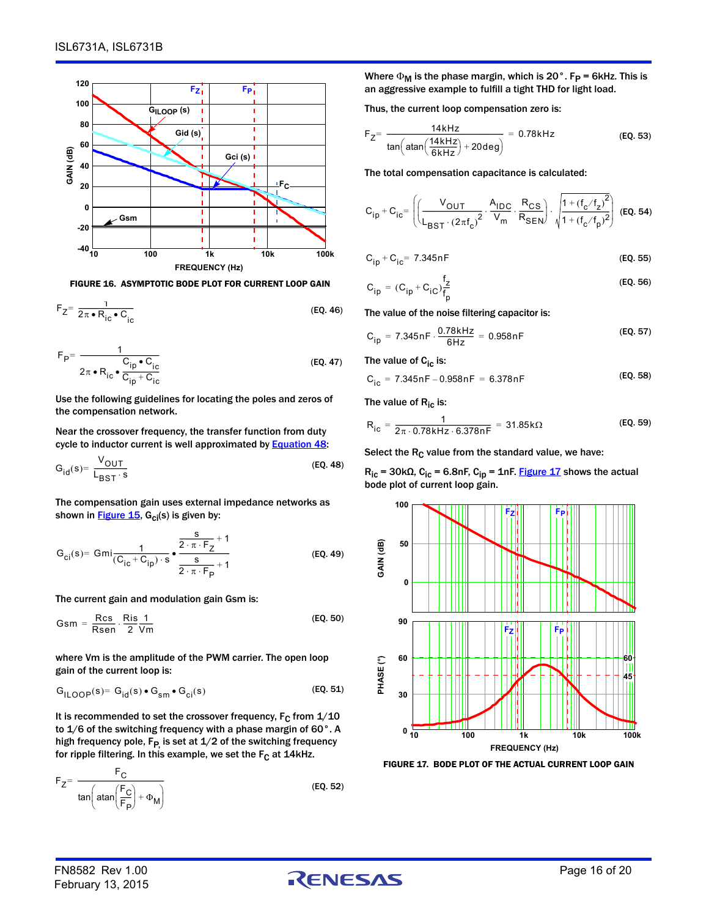FIGURE 16. ASYMPTOTIC BODE PLOT FOR CURRENT LOOP GAIN

$$F_Z = \frac{1}{2\pi \bullet R_{ic} \bullet C_{ic}} \quad \text{(EQ. 46)}$$

$$F_P = \frac{1}{2\pi \bullet R_{ic} \bullet \dfrac{C_{ip} \bullet C_{ic}}{C_{ip} + C_{ic}}} \quad \text{(EQ. 47)}$$

Use the following guidelines for locating the poles and zeros of the compensation network.

Near the crossover frequency, the transfer function from duty cycle to inductor current is well approximated by Equation 48:

$$G_{id}(s) = \frac{V_{OUT}}{L_{BST} \cdot s} \quad \text{(EQ. 48)}$$

The compensation gain uses external impedance networks as shown in Figure 15, $G_{ci}(s)$ is given by:

$$G_{ci}(s) = Gmi\frac{1}{(C_{ic} + C_{ip}) \cdot s} \bullet \frac{\dfrac{s}{2 \cdot \pi \cdot F_Z} + 1}{\dfrac{s}{2 \cdot \pi \cdot F_P} + 1} \quad \text{(EQ. 49)}$$

The current gain and modulation gain Gsm is:

$$Gsm = \frac{Rcs}{Rsen} \cdot \frac{Ris}{2} \frac{1}{Vm} \quad \text{(EQ. 50)}$$

where Vm is the amplitude of the PWM carrier. The open loop gain of the current loop is:

$$G_{ILOOP}(s) = G_{id}(s) \bullet G_{sm} \bullet G_{ci}(s) \quad \text{(EQ. 51)}$$

It is recommended to set the crossover frequency, $F_C$ from 1/10 to 1/6 of the switching frequency with a phase margin of 60°. A high frequency pole, $F_P$, is set at 1/2 of the switching frequency for ripple filtering. In this example, we set the $F_C$ at 14kHz.

$$F_Z = \frac{F_C}{\tan\left(\operatorname{atan}\left(\dfrac{F_C}{F_P}\right) + \Phi_M\right)} \quad \text{(EQ. 52)}$$

Where $\Phi_M$ is the phase margin, which is 20°. $F_P$ = 6kHz. This is an aggressive example to fulfill a tight THD for light load.

Thus, the current loop compensation zero is:

$$F_Z = \frac{14kHz}{\tan\left(\operatorname{atan}\left(\dfrac{14kHz}{6kHz}\right) + 20deg\right)} = 0.78kHz \quad \text{(EQ. 53)}$$

The total compensation capacitance is calculated:

$$C_{ip} + C_{ic} = \left(\left(\frac{V_{OUT}}{L_{BST} \cdot (2\pi f_c)^2} \cdot \frac{A_{IDC}}{V_m} \cdot \frac{R_{CS}}{R_{SEN}}\right) \cdot \sqrt{\frac{1 + (f_c/f_z)^2}{1 + (f_c/f_p)^2}}\right. \quad \text{(EQ. 54)}$$

$$C_{ip} + C_{ic} = 7.345nF \quad \text{(EQ. 55)}$$

$$C_{ip} = (C_{ip} + C_{iC})\frac{f_z}{f_p} \quad \text{(EQ. 56)}$$

The value of the noise filtering capacitor is:

$$C_{ip} = 7.345nF \cdot \frac{0.78kHz}{6Hz} = 0.958nF \quad \text{(EQ. 57)}$$

The value of $C_{ic}$ is:

$$C_{ic} = 7.345nF - 0.958nF = 6.378nF \quad \text{(EQ. 58)}$$

The value of $R_{ic}$ is:

$$R_{ic} = \frac{1}{2\pi \cdot 0.78kHz \cdot 6.378nF} = 31.85k\Omega \quad \text{(EQ. 59)}$$

Select the $R_C$ value from the standard value, we have:

$R_{ic}$ = 30kΩ, $C_{ic}$ = 6.8nF, $C_{ip}$ = 1nF. Figure 17 shows the actual bode plot of current loop gain.

FIGURE 17. BODE PLOT OF THE ACTUAL CURRENT LOOP GAIN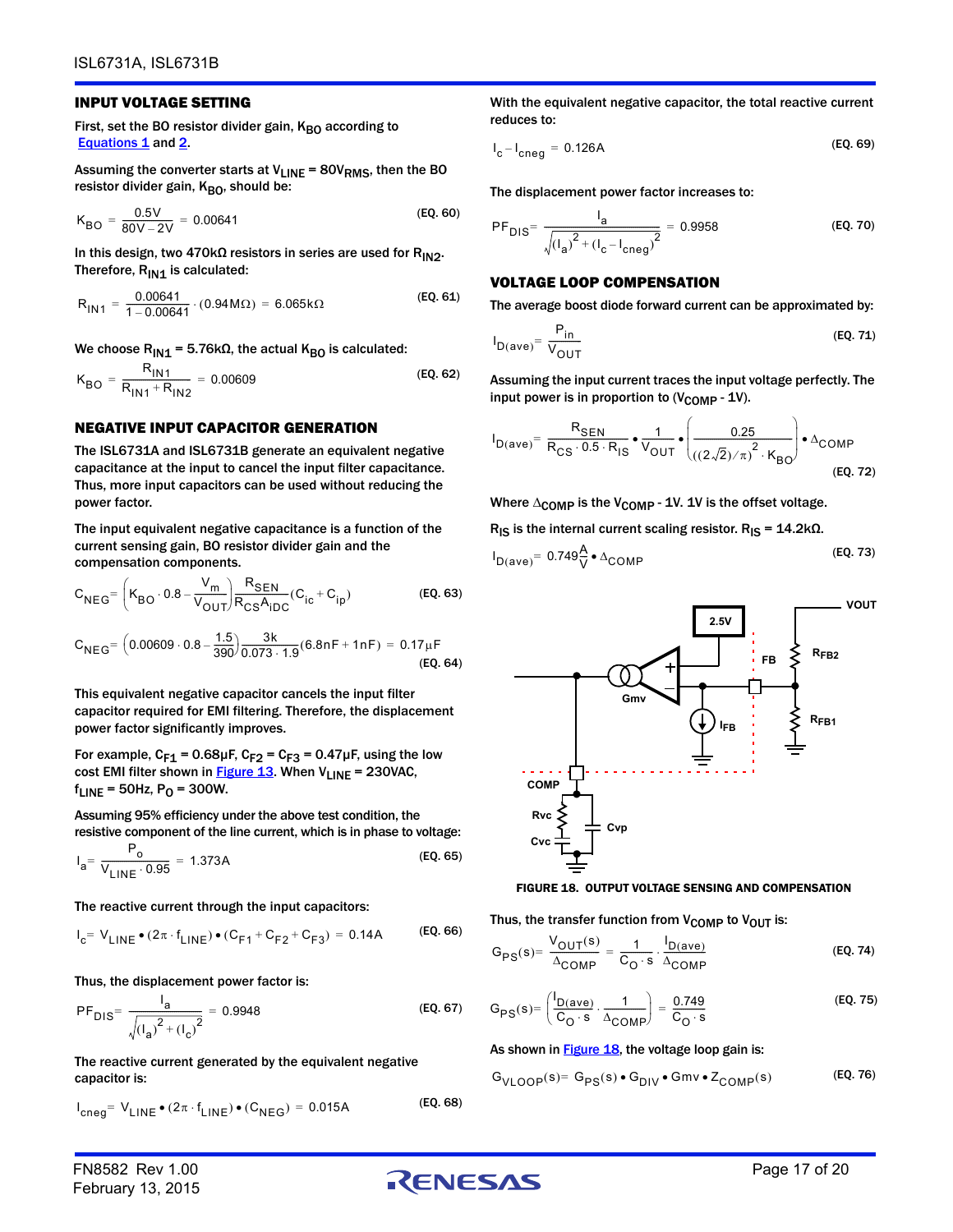### INPUT VOLTAGE SETTING

First, set the BO resistor divider gain, $K_{BO}$ according to Equations 1 and 2.

Assuming the converter starts at $V_{LINE} = 80V_{RMS}$, then the BO resistor divider gain, $K_{BO}$, should be:

$$K_{BO} = \frac{0.5V}{80V - 2V} = 0.00641 \quad \text{(EQ. 60)}$$

In this design, two 470kΩ resistors in series are used for $R_{IN2}$. Therefore, $R_{IN1}$ is calculated:

$$R_{IN1} = \frac{0.00641}{1 - 0.00641} \cdot (0.94M\Omega) = 6.065k\Omega \quad \text{(EQ. 61)}$$

We choose $R_{IN1} = 5.76k\Omega$, the actual $K_{BO}$ is calculated:

$$K_{BO} = \frac{R_{IN1}}{R_{IN1} + R_{IN2}} = 0.00609 \quad \text{(EQ. 62)}$$

### NEGATIVE INPUT CAPACITOR GENERATION

The ISL6731A and ISL6731B generate an equivalent negative capacitance at the input to cancel the input filter capacitance. Thus, more input capacitors can be used without reducing the power factor.

The input equivalent negative capacitance is a function of the current sensing gain, BO resistor divider gain and the compensation components.

$$C_{NEG} = \left(K_{BO} \cdot 0.8 - \frac{V_m}{V_{OUT}}\right) \frac{R_{SEN}}{R_{CS} A_{iDC}} (C_{ic} + C_{ip}) \quad \text{(EQ. 63)}$$

$$C_{NEG} = \left(0.00609 \cdot 0.8 - \frac{1.5}{390}\right) \frac{3k}{0.073 \cdot 1.9} (6.8nF + 1nF) = 0.17\mu F \quad \text{(EQ. 64)}$$

This equivalent negative capacitor cancels the input filter capacitor required for EMI filtering. Therefore, the displacement power factor significantly improves.

For example, $C_{F1} = 0.68\mu F$, $C_{F2} = C_{F3} = 0.47\mu F$, using the low cost EMI filter shown in Figure 13. When $V_{LINE} = 230VAC$, $f_{LINE} = 50Hz$, $P_O = 300W$.

Assuming 95% efficiency under the above test condition, the resistive component of the line current, which is in phase to voltage:

$$I_a = \frac{P_o}{V_{LINE} \cdot 0.95} = 1.373A \quad \text{(EQ. 65)}$$

The reactive current through the input capacitors:

$$I_c = V_{LINE} \bullet (2\pi \cdot f_{LINE}) \bullet (C_{F1} + C_{F2} + C_{F3}) = 0.14A \quad \text{(EQ. 66)}$$

Thus, the displacement power factor is:

$$PF_{DIS} = \frac{I_a}{\sqrt{(I_a)^2 + (I_c)^2}} = 0.9948 \quad \text{(EQ. 67)}$$

The reactive current generated by the equivalent negative capacitor is:

$$I_{cneg} = V_{LINE} \bullet (2\pi \cdot f_{LINE}) \bullet (C_{NEG}) = 0.015A \quad \text{(EQ. 68)}$$

With the equivalent negative capacitor, the total reactive current reduces to:

$$I_c - I_{cneg} = 0.126A \quad \text{(EQ. 69)}$$

The displacement power factor increases to:

$$PF_{DIS} = \frac{I_a}{\sqrt{(I_a)^2 + (I_c - I_{cneg})^2}} = 0.9958 \quad \text{(EQ. 70)}$$

### VOLTAGE LOOP COMPENSATION

The average boost diode forward current can be approximated by:

$$I_{D(ave)} = \frac{P_{in}}{V_{OUT}} \quad \text{(EQ. 71)}$$

Assuming the input current traces the input voltage perfectly. The input power is in proportion to ($V_{COMP}$ - 1V).

$$I_{D(ave)} = \frac{R_{SEN}}{R_{CS} \cdot 0.5 \cdot R_{IS}} \bullet \frac{1}{V_{OUT}} \bullet \left(\frac{0.25}{((2\sqrt{2})/\pi)^2 \cdot K_{BO}}\right) \bullet \Delta_{COMP} \quad \text{(EQ. 72)}$$

Where $\Delta_{COMP}$ is the $V_{COMP}$ - 1V. 1V is the offset voltage.

$R_{IS}$ is the internal current scaling resistor. $R_{IS} = 14.2k\Omega$.

$$I_{D(ave)} = 0.749\frac{A}{V} \bullet \Delta_{COMP} \quad \text{(EQ. 73)}$$

FIGURE 18. OUTPUT VOLTAGE SENSING AND COMPENSATION

Thus, the transfer function from $V_{COMP}$ to $V_{OUT}$ is:

$$G_{PS}(s) = \frac{V_{OUT}(s)}{\Delta_{COMP}} = \frac{1}{C_O \cdot s} \cdot \frac{I_{D(ave)}}{\Delta_{COMP}} \quad \text{(EQ. 74)}$$

$$G_{PS}(s) = \left(\frac{I_{D(ave)}}{C_O \cdot s} \cdot \frac{1}{\Delta_{COMP}}\right) = \frac{0.749}{C_O \cdot s} \quad \text{(EQ. 75)}$$

As shown in Figure 18, the voltage loop gain is:

$$G_{VLOOP}(s) = G_{PS}(s) \bullet G_{DIV} \bullet Gmv \bullet Z_{COMP}(s) \quad \text{(EQ. 76)}$$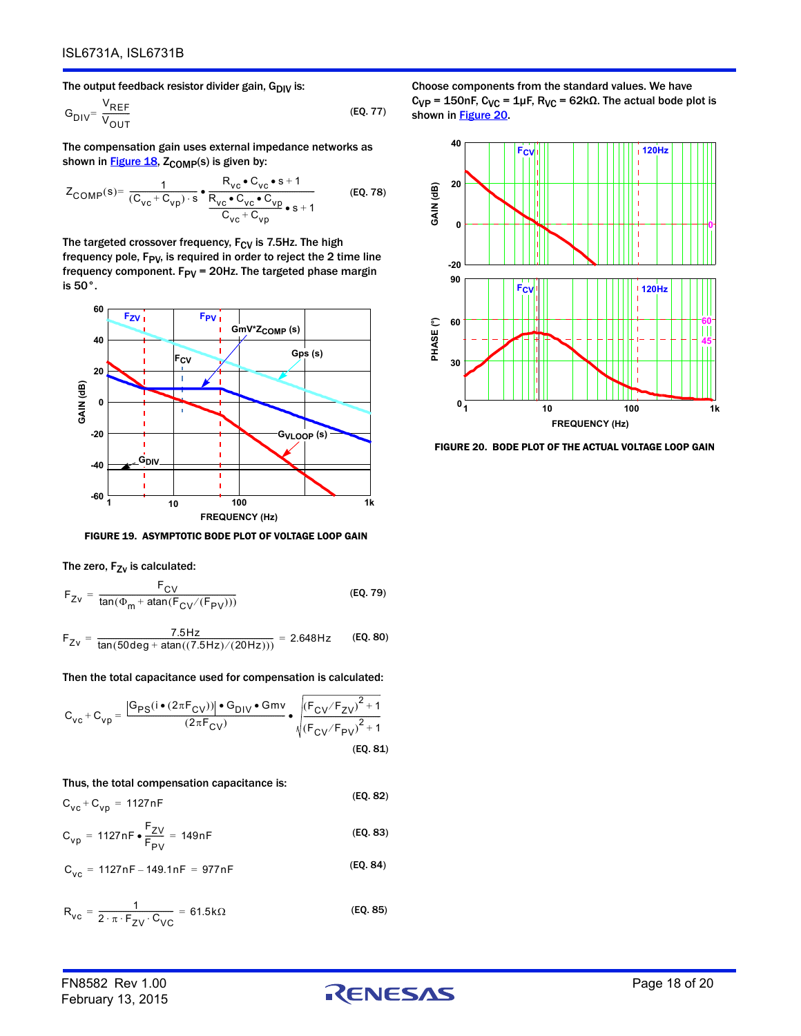The output feedback resistor divider gain, $G_{DIV}$ is:

$$G_{DIV} = \frac{V_{REF}}{V_{OUT}} \qquad \text{(EQ. 77)}$$

The compensation gain uses external impedance networks as shown in Figure 18, $Z_{COMP}(s)$ is given by:

$$Z_{COMP}(s) = \frac{1}{(C_{vc} + C_{vp}) \cdot s} \bullet \frac{R_{vc} \bullet C_{vc} \bullet s + 1}{\frac{R_{vc} \bullet C_{vc} \bullet C_{vp}}{C_{vc} + C_{vp}} \bullet s + 1} \qquad \text{(EQ. 78)}$$

The targeted crossover frequency, $F_{CV}$ is 7.5Hz. The high frequency pole, $F_{PV}$, is required in order to reject the 2 time line frequency component. $F_{PV}$ = 20Hz. The targeted phase margin is 50°.

FIGURE 19. ASYMPTOTIC BODE PLOT OF VOLTAGE LOOP GAIN

The zero, $F_{ZV}$ is calculated:

$$F_{Zv} = \frac{F_{CV}}{\tan(\Phi_m + \operatorname{atan}(F_{CV}/(F_{PV})))} \qquad \text{(EQ. 79)}$$

$$F_{Zv} = \frac{7.5\text{Hz}}{\tan(50\text{deg} + \operatorname{atan}((7.5\text{Hz})/(20\text{Hz})))} = 2.648\text{Hz} \qquad \text{(EQ. 80)}$$

Then the total capacitance used for compensation is calculated:

$$C_{vc} + C_{vp} = \frac{|G_{PS}(i \bullet (2\pi F_{CV}))| \bullet G_{DIV} \bullet Gmv}{(2\pi F_{CV})} \bullet \sqrt{\frac{(F_{CV}/F_{ZV})^2 + 1}{(F_{CV}/F_{PV})^2 + 1}} \qquad \text{(EQ. 81)}$$

Thus, the total compensation capacitance is:

$$C_{vc} + C_{vp} = 1127\text{nF} \qquad \text{(EQ. 82)}$$

$$C_{vp} = 1127\text{nF} \bullet \frac{F_{ZV}}{F_{PV}} = 149\text{nF} \qquad \text{(EQ. 83)}$$

$$C_{vc} = 1127\text{nF} - 149.1\text{nF} = 977\text{nF} \qquad \text{(EQ. 84)}$$

$$R_{vc} = \frac{1}{2 \cdot \pi \cdot F_{ZV} \cdot C_{VC}} = 61.5\text{k}\Omega \qquad \text{(EQ. 85)}$$

Choose components from the standard values. We have $C_{VP}$ = 150nF, $C_{VC}$ = 1µF, $R_{VC}$ = 62kΩ. The actual bode plot is shown in Figure 20.

FIGURE 20. BODE PLOT OF THE ACTUAL VOLTAGE LOOP GAIN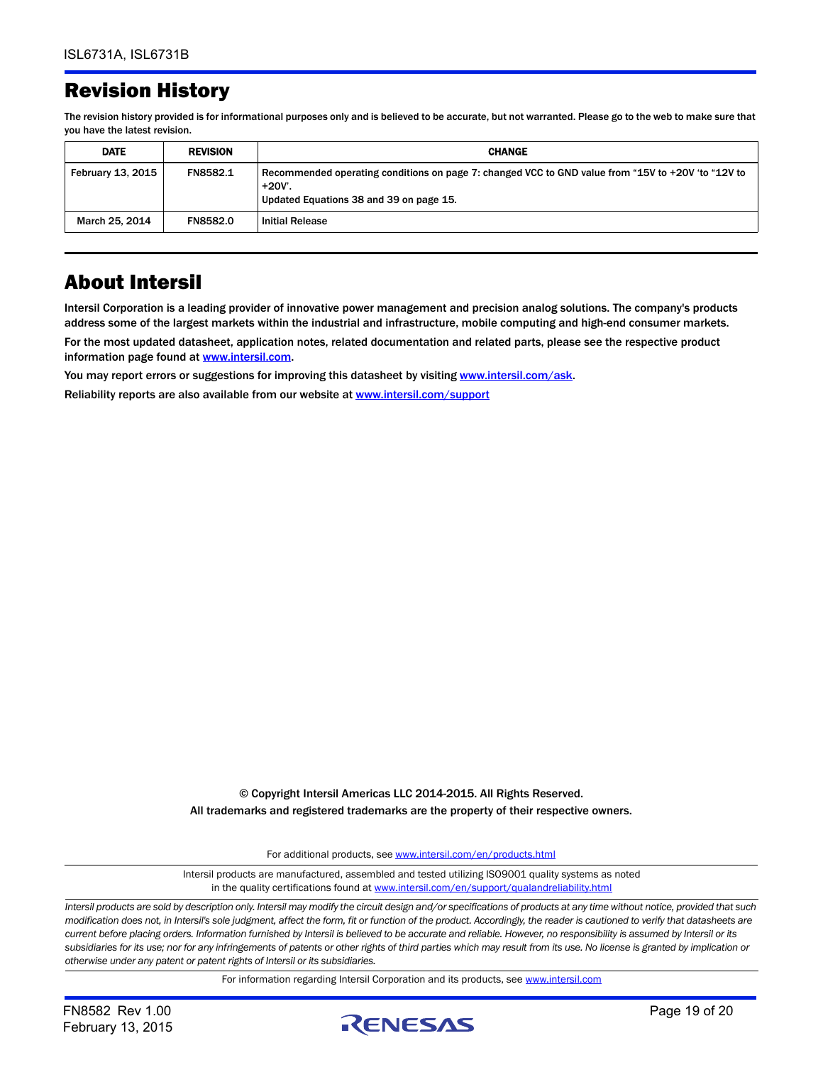## Revision History

The revision history provided is for informational purposes only and is believed to be accurate, but not warranted. Please go to the web to make sure that you have the latest revision.

| DATE | REVISION | CHANGE |
|---|---|---|
| February 13, 2015 | FN8582.1 | Recommended operating conditions on page 7: changed VCC to GND value from “15V to +20V ‘to “12V to +20V’.<br>Updated Equations 38 and 39 on page 15. |
| March 25, 2014 | FN8582.0 | Initial Release |

## About Intersil

Intersil Corporation is a leading provider of innovative power management and precision analog solutions. The company's products address some of the largest markets within the industrial and infrastructure, mobile computing and high-end consumer markets.

For the most updated datasheet, application notes, related documentation and related parts, please see the respective product information page found at www.intersil.com.

You may report errors or suggestions for improving this datasheet by visiting www.intersil.com/ask.

Reliability reports are also available from our website at www.intersil.com/support

© Copyright Intersil Americas LLC 2014-2015. All Rights Reserved.
All trademarks and registered trademarks are the property of their respective owners.

For additional products, see www.intersil.com/en/products.html

Intersil products are manufactured, assembled and tested utilizing ISO9001 quality systems as noted in the quality certifications found at www.intersil.com/en/support/qualandreliability.html

*Intersil products are sold by description only. Intersil may modify the circuit design and/or specifications of products at any time without notice, provided that such modification does not, in Intersil's sole judgment, affect the form, fit or function of the product. Accordingly, the reader is cautioned to verify that datasheets are current before placing orders. Information furnished by Intersil is believed to be accurate and reliable. However, no responsibility is assumed by Intersil or its subsidiaries for its use; nor for any infringements of patents or other rights of third parties which may result from its use. No license is granted by implication or otherwise under any patent or patent rights of Intersil or its subsidiaries.*

For information regarding Intersil Corporation and its products, see www.intersil.com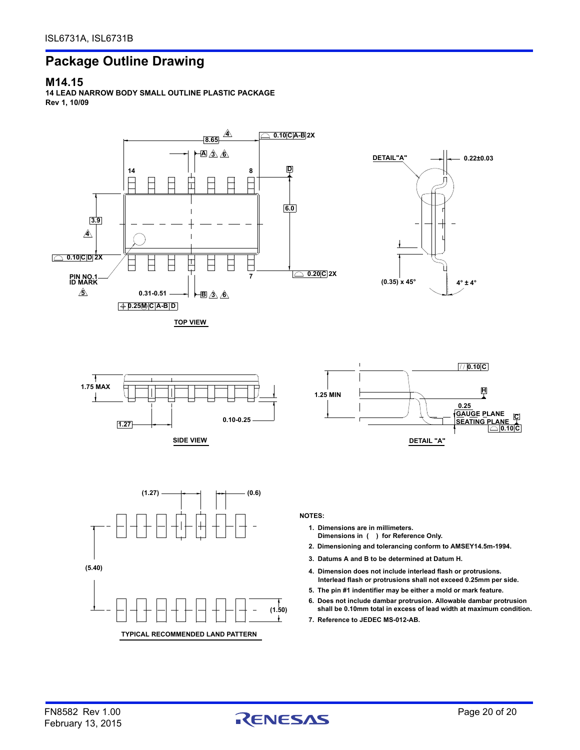## Package Outline Drawing

### M14.15

**14 LEAD NARROW BODY SMALL OUTLINE PLASTIC PACKAGE**
**Rev 1, 10/09**

8.65
4
0.10 C A-B 2X
A 3 6
14
8
D
6.0
3.9
4
0.10 C D 2X
PIN NO.1 ID MARK
5
7
0.20 C 2X
0.31-0.51
B 3 6
0.25 M C A-B D

TOP VIEW

DETAIL"A"
0.22±0.03
(0.35) x 45°
4° ± 4°

1.75 MAX
1.27
0.10-0.25

SIDE VIEW

0.10 C
1.25 MIN
H
0.25
GAUGE PLANE
C
SEATING PLANE
0.10 C

DETAIL "A"

(1.27)
(0.6)
(5.40)
(1.50)

TYPICAL RECOMMENDED LAND PATTERN

**NOTES:**

1. Dimensions are in millimeters.
   Dimensions in ( ) for Reference Only.
2. Dimensioning and tolerancing conform to AMSEY14.5m-1994.
3. Datums A and B to be determined at Datum H.
4. Dimension does not include interlead flash or protrusions. Interlead flash or protrusions shall not exceed 0.25mm per side.
5. The pin #1 indentifier may be either a mold or mark feature.
6. Does not include dambar protrusion. Allowable dambar protrusion shall be 0.10mm total in excess of lead width at maximum condition.
7. Reference to JEDEC MS-012-AB.